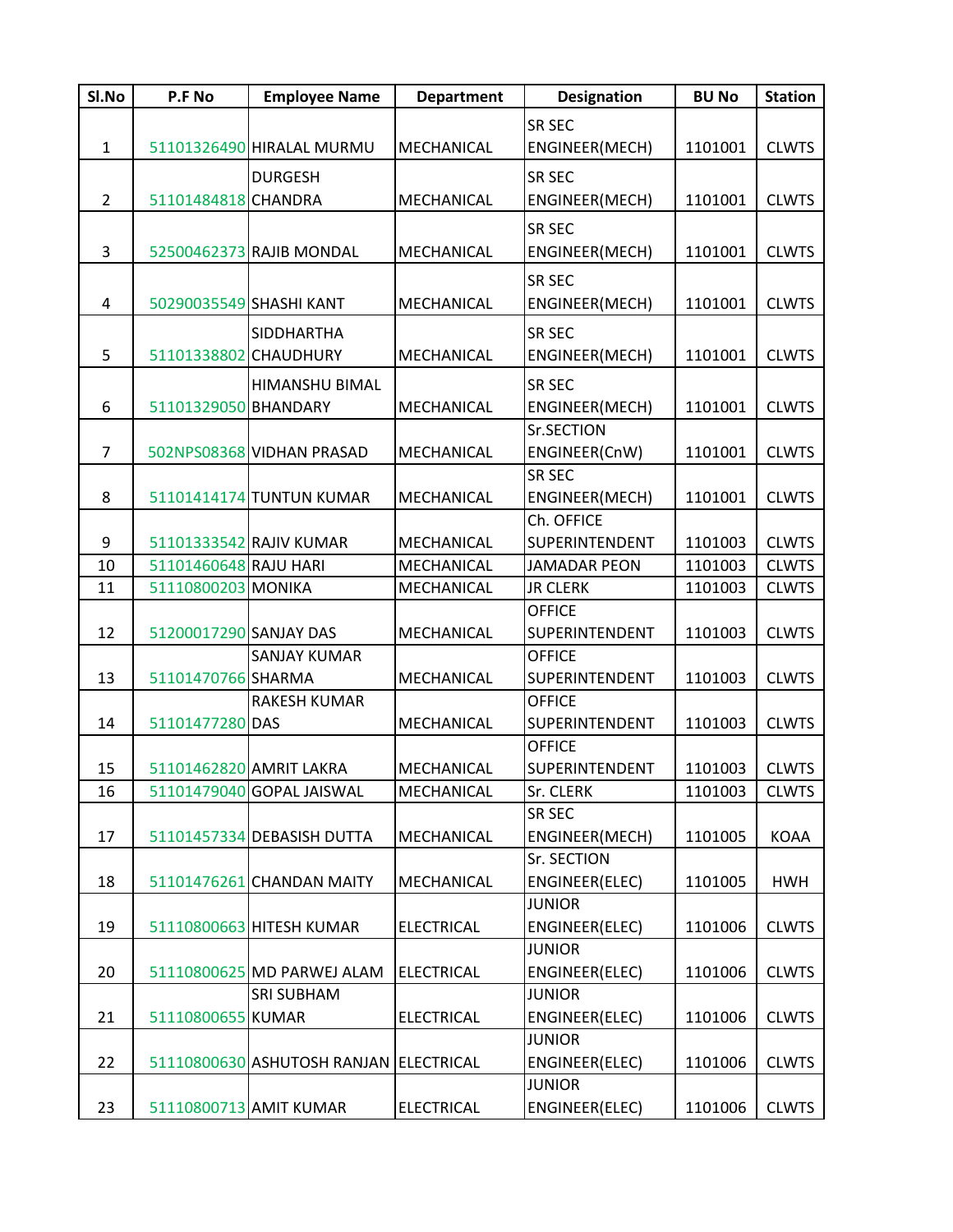| Sl.No | P.F No | Employee Name | Department | Designation | BU No | Station |
|---|---|---|---|---|---|---|
| 1 | 51101326490 | HIRALAL MURMU | MECHANICAL | SR SEC ENGINEER(MECH) | 1101001 | CLWTS |
| 2 | 51101484818 | DURGESH CHANDRA | MECHANICAL | SR SEC ENGINEER(MECH) | 1101001 | CLWTS |
| 3 | 52500462373 | RAJIB MONDAL | MECHANICAL | SR SEC ENGINEER(MECH) | 1101001 | CLWTS |
| 4 | 50290035549 | SHASHI KANT | MECHANICAL | SR SEC ENGINEER(MECH) | 1101001 | CLWTS |
| 5 | 51101338802 | SIDDHARTHA CHAUDHURY | MECHANICAL | SR SEC ENGINEER(MECH) | 1101001 | CLWTS |
| 6 | 51101329050 | HIMANSHU BIMAL BHANDARY | MECHANICAL | SR SEC ENGINEER(MECH) | 1101001 | CLWTS |
| 7 | 502NPS08368 | VIDHAN PRASAD | MECHANICAL | Sr.SECTION ENGINEER(CnW) | 1101001 | CLWTS |
| 8 | 51101414174 | TUNTUN KUMAR | MECHANICAL | SR SEC ENGINEER(MECH) | 1101001 | CLWTS |
| 9 | 51101333542 | RAJIV KUMAR | MECHANICAL | Ch. OFFICE SUPERINTENDENT | 1101003 | CLWTS |
| 10 | 51101460648 | RAJU HARI | MECHANICAL | JAMADAR PEON | 1101003 | CLWTS |
| 11 | 51110800203 | MONIKA | MECHANICAL | JR CLERK | 1101003 | CLWTS |
| 12 | 51200017290 | SANJAY DAS | MECHANICAL | OFFICE SUPERINTENDENT | 1101003 | CLWTS |
| 13 | 51101470766 | SANJAY KUMAR SHARMA | MECHANICAL | OFFICE SUPERINTENDENT | 1101003 | CLWTS |
| 14 | 51101477280 | RAKESH KUMAR DAS | MECHANICAL | OFFICE SUPERINTENDENT | 1101003 | CLWTS |
| 15 | 51101462820 | AMRIT LAKRA | MECHANICAL | OFFICE SUPERINTENDENT | 1101003 | CLWTS |
| 16 | 51101479040 | GOPAL JAISWAL | MECHANICAL | Sr. CLERK | 1101003 | CLWTS |
| 17 | 51101457334 | DEBASISH DUTTA | MECHANICAL | SR SEC ENGINEER(MECH) | 1101005 | KOAA |
| 18 | 51101476261 | CHANDAN MAITY | MECHANICAL | Sr. SECTION ENGINEER(ELEC) | 1101005 | HWH |
| 19 | 51110800663 | HITESH KUMAR | ELECTRICAL | JUNIOR ENGINEER(ELEC) | 1101006 | CLWTS |
| 20 | 51110800625 | MD PARWEJ ALAM | ELECTRICAL | JUNIOR ENGINEER(ELEC) | 1101006 | CLWTS |
| 21 | 51110800655 | SRI SUBHAM KUMAR | ELECTRICAL | JUNIOR ENGINEER(ELEC) | 1101006 | CLWTS |
| 22 | 51110800630 | ASHUTOSH RANJAN | ELECTRICAL | JUNIOR ENGINEER(ELEC) | 1101006 | CLWTS |
| 23 | 51110800713 | AMIT KUMAR | ELECTRICAL | JUNIOR ENGINEER(ELEC) | 1101006 | CLWTS |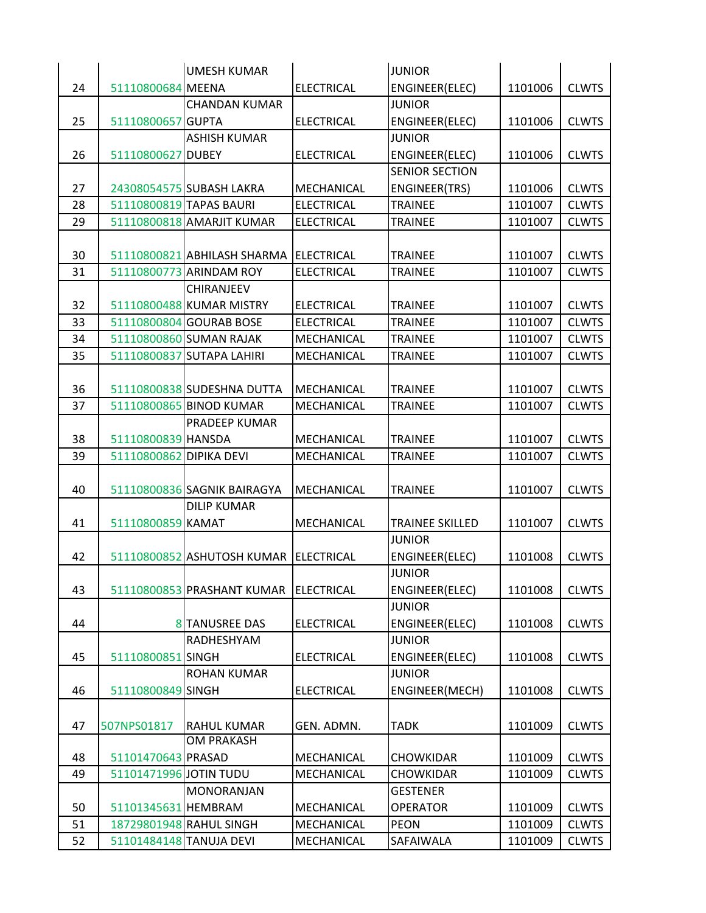| 24 | 51110800684 | UMESH KUMAR MEENA | ELECTRICAL | JUNIOR ENGINEER(ELEC) | 1101006 | CLWTS |
|---|---|---|---|---|---|---|
| 25 | 51110800657 | CHANDAN KUMAR GUPTA | ELECTRICAL | JUNIOR ENGINEER(ELEC) | 1101006 | CLWTS |
| 26 | 51110800627 | ASHISH KUMAR DUBEY | ELECTRICAL | JUNIOR ENGINEER(ELEC) | 1101006 | CLWTS |
| 27 | 24308054575 | SUBASH LAKRA | MECHANICAL | SENIOR SECTION ENGINEER(TRS) | 1101006 | CLWTS |
| 28 | 51110800819 | TAPAS BAURI | ELECTRICAL | TRAINEE | 1101007 | CLWTS |
| 29 | 51110800818 | AMARJIT KUMAR | ELECTRICAL | TRAINEE | 1101007 | CLWTS |
| 30 | 51110800821 | ABHILASH SHARMA | ELECTRICAL | TRAINEE | 1101007 | CLWTS |
| 31 | 51110800773 | ARINDAM ROY | ELECTRICAL | TRAINEE | 1101007 | CLWTS |
| 32 | 51110800488 | CHIRANJEEV KUMAR MISTRY | ELECTRICAL | TRAINEE | 1101007 | CLWTS |
| 33 | 51110800804 | GOURAB BOSE | ELECTRICAL | TRAINEE | 1101007 | CLWTS |
| 34 | 51110800860 | SUMAN RAJAK | MECHANICAL | TRAINEE | 1101007 | CLWTS |
| 35 | 51110800837 | SUTAPA LAHIRI | MECHANICAL | TRAINEE | 1101007 | CLWTS |
| 36 | 51110800838 | SUDESHNA DUTTA | MECHANICAL | TRAINEE | 1101007 | CLWTS |
| 37 | 51110800865 | BINOD KUMAR | MECHANICAL | TRAINEE | 1101007 | CLWTS |
| 38 | 51110800839 | PRADEEP KUMAR HANSDA | MECHANICAL | TRAINEE | 1101007 | CLWTS |
| 39 | 51110800862 | DIPIKA DEVI | MECHANICAL | TRAINEE | 1101007 | CLWTS |
| 40 | 51110800836 | SAGNIK BAIRAGYA | MECHANICAL | TRAINEE | 1101007 | CLWTS |
| 41 | 51110800859 | DILIP KUMAR KAMAT | MECHANICAL | TRAINEE SKILLED | 1101007 | CLWTS |
| 42 | 51110800852 | ASHUTOSH KUMAR | ELECTRICAL | JUNIOR ENGINEER(ELEC) | 1101008 | CLWTS |
| 43 | 51110800853 | PRASHANT KUMAR | ELECTRICAL | JUNIOR ENGINEER(ELEC) | 1101008 | CLWTS |
| 44 | 8 | TANUSREE DAS | ELECTRICAL | JUNIOR ENGINEER(ELEC) | 1101008 | CLWTS |
| 45 | 51110800851 | RADHESHYAM SINGH | ELECTRICAL | JUNIOR ENGINEER(ELEC) | 1101008 | CLWTS |
| 46 | 51110800849 | ROHAN KUMAR SINGH | ELECTRICAL | JUNIOR ENGINEER(MECH) | 1101008 | CLWTS |
| 47 | 507NPS01817 | RAHUL KUMAR | GEN. ADMN. | TADK | 1101009 | CLWTS |
| 48 | 51101470643 | OM PRAKASH PRASAD | MECHANICAL | CHOWKIDAR | 1101009 | CLWTS |
| 49 | 51101471996 | JOTIN TUDU | MECHANICAL | CHOWKIDAR | 1101009 | CLWTS |
| 50 | 51101345631 | MONORANJAN HEMBRAM | MECHANICAL | GESTENER OPERATOR | 1101009 | CLWTS |
| 51 | 18729801948 | RAHUL SINGH | MECHANICAL | PEON | 1101009 | CLWTS |
| 52 | 51101484148 | TANUJA DEVI | MECHANICAL | SAFAIWALA | 1101009 | CLWTS |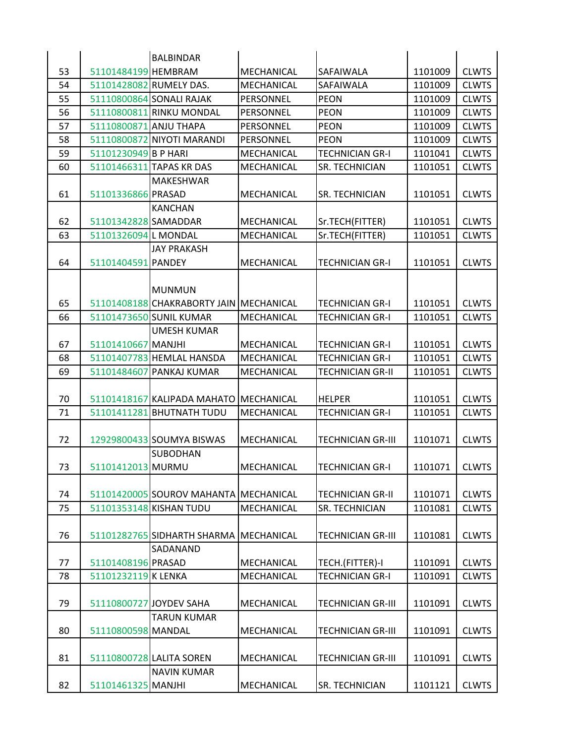| | | | | | | |
|---|---|---|---|---|---|---|
| 53 | 51101484199 | BALBINDAR HEMBRAM | MECHANICAL | SAFAIWALA | 1101009 | CLWTS |
| 54 | 51101428082 | RUMELY DAS. | MECHANICAL | SAFAIWALA | 1101009 | CLWTS |
| 55 | 51110800864 | SONALI RAJAK | PERSONNEL | PEON | 1101009 | CLWTS |
| 56 | 51110800811 | RINKU MONDAL | PERSONNEL | PEON | 1101009 | CLWTS |
| 57 | 51110800871 | ANJU THAPA | PERSONNEL | PEON | 1101009 | CLWTS |
| 58 | 51110800872 | NIYOTI MARANDI | PERSONNEL | PEON | 1101009 | CLWTS |
| 59 | 51101230949 | B P HARI | MECHANICAL | TECHNICIAN GR-I | 1101041 | CLWTS |
| 60 | 51101466311 | TAPAS KR DAS | MECHANICAL | SR. TECHNICIAN | 1101051 | CLWTS |
| 61 | 51101336866 | MAKESHWAR PRASAD | MECHANICAL | SR. TECHNICIAN | 1101051 | CLWTS |
| 62 | 51101342828 | KANCHAN SAMADDAR | MECHANICAL | Sr.TECH(FITTER) | 1101051 | CLWTS |
| 63 | 51101326094 | L MONDAL | MECHANICAL | Sr.TECH(FITTER) | 1101051 | CLWTS |
| 64 | 51101404591 | JAY PRAKASH PANDEY | MECHANICAL | TECHNICIAN GR-I | 1101051 | CLWTS |
| 65 | 51101408188 | MUNMUN CHAKRABORTY JAIN | MECHANICAL | TECHNICIAN GR-I | 1101051 | CLWTS |
| 66 | 51101473650 | SUNIL KUMAR | MECHANICAL | TECHNICIAN GR-I | 1101051 | CLWTS |
| 67 | 51101410667 | UMESH KUMAR MANJHI | MECHANICAL | TECHNICIAN GR-I | 1101051 | CLWTS |
| 68 | 51101407783 | HEMLAL HANSDA | MECHANICAL | TECHNICIAN GR-I | 1101051 | CLWTS |
| 69 | 51101484607 | PANKAJ KUMAR | MECHANICAL | TECHNICIAN GR-II | 1101051 | CLWTS |
| 70 | 51101418167 | KALIPADA MAHATO | MECHANICAL | HELPER | 1101051 | CLWTS |
| 71 | 51101411281 | BHUTNATH TUDU | MECHANICAL | TECHNICIAN GR-I | 1101051 | CLWTS |
| 72 | 12929800433 | SOUMYA BISWAS | MECHANICAL | TECHNICIAN GR-III | 1101071 | CLWTS |
| 73 | 51101412013 | SUBODHAN MURMU | MECHANICAL | TECHNICIAN GR-I | 1101071 | CLWTS |
| 74 | 51101420005 | SOUROV MAHANTA | MECHANICAL | TECHNICIAN GR-II | 1101071 | CLWTS |
| 75 | 51101353148 | KISHAN TUDU | MECHANICAL | SR. TECHNICIAN | 1101081 | CLWTS |
| 76 | 51101282765 | SIDHARTH SHARMA | MECHANICAL | TECHNICIAN GR-III | 1101081 | CLWTS |
| 77 | 51101408196 | SADANAND PRASAD | MECHANICAL | TECH.(FITTER)-I | 1101091 | CLWTS |
| 78 | 51101232119 | K LENKA | MECHANICAL | TECHNICIAN GR-I | 1101091 | CLWTS |
| 79 | 51110800727 | JOYDEV SAHA | MECHANICAL | TECHNICIAN GR-III | 1101091 | CLWTS |
| 80 | 51110800598 | TARUN KUMAR MANDAL | MECHANICAL | TECHNICIAN GR-III | 1101091 | CLWTS |
| 81 | 51110800728 | LALITA SOREN | MECHANICAL | TECHNICIAN GR-III | 1101091 | CLWTS |
| 82 | 51101461325 | NAVIN KUMAR MANJHI | MECHANICAL | SR. TECHNICIAN | 1101121 | CLWTS |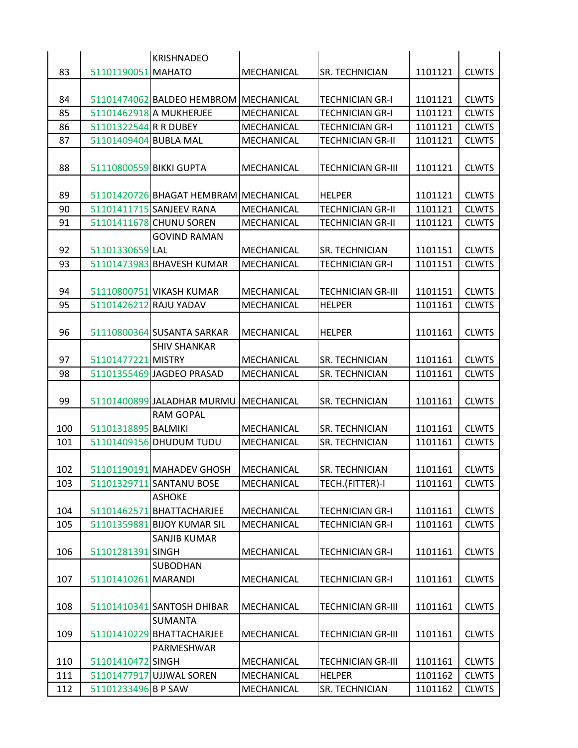| | | | | | | |
|---|---|---|---|---|---|---|
| 83 | 51101190051 | KRISHNADEO MAHATO | MECHANICAL | SR. TECHNICIAN | 1101121 | CLWTS |
| 84 | 51101474062 | BALDEO HEMBROM | MECHANICAL | TECHNICIAN GR-I | 1101121 | CLWTS |
| 85 | 51101462918 | A MUKHERJEE | MECHANICAL | TECHNICIAN GR-I | 1101121 | CLWTS |
| 86 | 51101322544 | R R DUBEY | MECHANICAL | TECHNICIAN GR-I | 1101121 | CLWTS |
| 87 | 51101409404 | BUBLA MAL | MECHANICAL | TECHNICIAN GR-II | 1101121 | CLWTS |
| 88 | 51110800559 | BIKKI GUPTA | MECHANICAL | TECHNICIAN GR-III | 1101121 | CLWTS |
| 89 | 51101420726 | BHAGAT HEMBRAM | MECHANICAL | HELPER | 1101121 | CLWTS |
| 90 | 51101411715 | SANJEEV RANA | MECHANICAL | TECHNICIAN GR-II | 1101121 | CLWTS |
| 91 | 51101411678 | CHUNU SOREN | MECHANICAL | TECHNICIAN GR-II | 1101121 | CLWTS |
| 92 | 51101330659 | GOVIND RAMAN LAL | MECHANICAL | SR. TECHNICIAN | 1101151 | CLWTS |
| 93 | 51101473983 | BHAVESH KUMAR | MECHANICAL | TECHNICIAN GR-I | 1101151 | CLWTS |
| 94 | 51110800751 | VIKASH KUMAR | MECHANICAL | TECHNICIAN GR-III | 1101151 | CLWTS |
| 95 | 51101426212 | RAJU YADAV | MECHANICAL | HELPER | 1101161 | CLWTS |
| 96 | 51110800364 | SUSANTA SARKAR | MECHANICAL | HELPER | 1101161 | CLWTS |
| 97 | 51101477221 | SHIV SHANKAR MISTRY | MECHANICAL | SR. TECHNICIAN | 1101161 | CLWTS |
| 98 | 51101355469 | JAGDEO PRASAD | MECHANICAL | SR. TECHNICIAN | 1101161 | CLWTS |
| 99 | 51101400899 | JALADHAR MURMU | MECHANICAL | SR. TECHNICIAN | 1101161 | CLWTS |
| 100 | 51101318895 | RAM GOPAL BALMIKI | MECHANICAL | SR. TECHNICIAN | 1101161 | CLWTS |
| 101 | 51101409156 | DHUDUM TUDU | MECHANICAL | SR. TECHNICIAN | 1101161 | CLWTS |
| 102 | 51101190191 | MAHADEV GHOSH | MECHANICAL | SR. TECHNICIAN | 1101161 | CLWTS |
| 103 | 51101329711 | SANTANU BOSE | MECHANICAL | TECH.(FITTER)-I | 1101161 | CLWTS |
| 104 | 51101462571 | ASHOKE BHATTACHARJEE | MECHANICAL | TECHNICIAN GR-I | 1101161 | CLWTS |
| 105 | 51101359881 | BIJOY KUMAR SIL | MECHANICAL | TECHNICIAN GR-I | 1101161 | CLWTS |
| 106 | 51101281391 | SANJIB KUMAR SINGH | MECHANICAL | TECHNICIAN GR-I | 1101161 | CLWTS |
| 107 | 51101410261 | SUBODHAN MARANDI | MECHANICAL | TECHNICIAN GR-I | 1101161 | CLWTS |
| 108 | 51101410341 | SANTOSH DHIBAR | MECHANICAL | TECHNICIAN GR-III | 1101161 | CLWTS |
| 109 | 51101410229 | SUMANTA BHATTACHARJEE | MECHANICAL | TECHNICIAN GR-III | 1101161 | CLWTS |
| 110 | 51101410472 | PARMESHWAR SINGH | MECHANICAL | TECHNICIAN GR-III | 1101161 | CLWTS |
| 111 | 51101477917 | UJJWAL SOREN | MECHANICAL | HELPER | 1101162 | CLWTS |
| 112 | 51101233496 | B P SAW | MECHANICAL | SR. TECHNICIAN | 1101162 | CLWTS |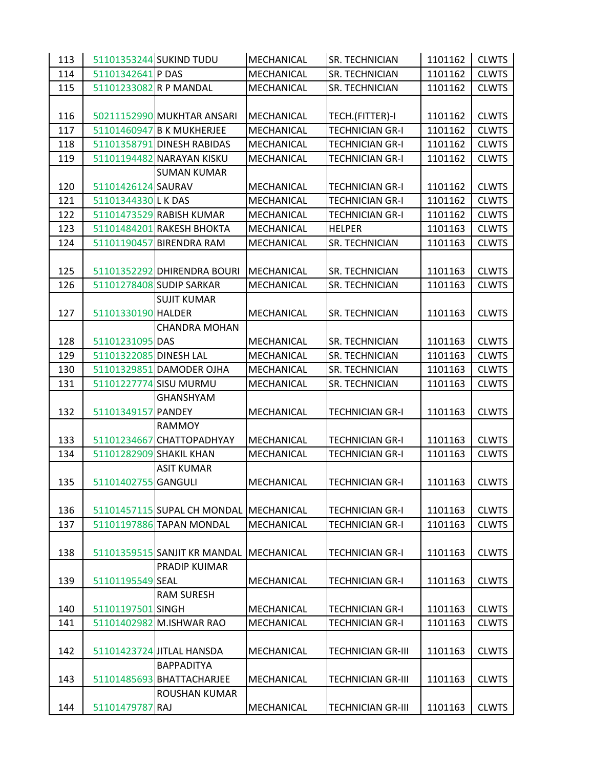| | | | | | | |
|---|---|---|---|---|---|---|
| 113 | 51101353244 | SUKIND TUDU | MECHANICAL | SR. TECHNICIAN | 1101162 | CLWTS |
| 114 | 51101342641 | P DAS | MECHANICAL | SR. TECHNICIAN | 1101162 | CLWTS |
| 115 | 51101233082 | R P MANDAL | MECHANICAL | SR. TECHNICIAN | 1101162 | CLWTS |
| 116 | 50211152990 | MUKHTAR ANSARI | MECHANICAL | TECH.(FITTER)-I | 1101162 | CLWTS |
| 117 | 51101460947 | B K MUKHERJEE | MECHANICAL | TECHNICIAN GR-I | 1101162 | CLWTS |
| 118 | 51101358791 | DINESH RABIDAS | MECHANICAL | TECHNICIAN GR-I | 1101162 | CLWTS |
| 119 | 51101194482 | NARAYAN KISKU | MECHANICAL | TECHNICIAN GR-I | 1101162 | CLWTS |
| 120 | 51101426124 | SUMAN KUMAR SAURAV | MECHANICAL | TECHNICIAN GR-I | 1101162 | CLWTS |
| 121 | 51101344330 | L K DAS | MECHANICAL | TECHNICIAN GR-I | 1101162 | CLWTS |
| 122 | 51101473529 | RABISH KUMAR | MECHANICAL | TECHNICIAN GR-I | 1101162 | CLWTS |
| 123 | 51101484201 | RAKESH BHOKTA | MECHANICAL | HELPER | 1101163 | CLWTS |
| 124 | 51101190457 | BIRENDRA RAM | MECHANICAL | SR. TECHNICIAN | 1101163 | CLWTS |
| 125 | 51101352292 | DHIRENDRA BOURI | MECHANICAL | SR. TECHNICIAN | 1101163 | CLWTS |
| 126 | 51101278408 | SUDIP SARKAR | MECHANICAL | SR. TECHNICIAN | 1101163 | CLWTS |
| 127 | 51101330190 | SUJIT KUMAR HALDER | MECHANICAL | SR. TECHNICIAN | 1101163 | CLWTS |
| 128 | 51101231095 | CHANDRA MOHAN DAS | MECHANICAL | SR. TECHNICIAN | 1101163 | CLWTS |
| 129 | 51101322085 | DINESH LAL | MECHANICAL | SR. TECHNICIAN | 1101163 | CLWTS |
| 130 | 51101329851 | DAMODER OJHA | MECHANICAL | SR. TECHNICIAN | 1101163 | CLWTS |
| 131 | 51101227774 | SISU MURMU | MECHANICAL | SR. TECHNICIAN | 1101163 | CLWTS |
| 132 | 51101349157 | GHANSHYAM PANDEY | MECHANICAL | TECHNICIAN GR-I | 1101163 | CLWTS |
| 133 | 51101234667 | RAMMOY CHATTOPADHYAY | MECHANICAL | TECHNICIAN GR-I | 1101163 | CLWTS |
| 134 | 51101282909 | SHAKIL KHAN | MECHANICAL | TECHNICIAN GR-I | 1101163 | CLWTS |
| 135 | 51101402755 | ASIT KUMAR GANGULI | MECHANICAL | TECHNICIAN GR-I | 1101163 | CLWTS |
| 136 | 51101457115 | SUPAL CH MONDAL | MECHANICAL | TECHNICIAN GR-I | 1101163 | CLWTS |
| 137 | 51101197886 | TAPAN MONDAL | MECHANICAL | TECHNICIAN GR-I | 1101163 | CLWTS |
| 138 | 51101359515 | SANJIT KR MANDAL | MECHANICAL | TECHNICIAN GR-I | 1101163 | CLWTS |
| 139 | 51101195549 | PRADIP KUIMAR SEAL | MECHANICAL | TECHNICIAN GR-I | 1101163 | CLWTS |
| 140 | 51101197501 | RAM SURESH SINGH | MECHANICAL | TECHNICIAN GR-I | 1101163 | CLWTS |
| 141 | 51101402982 | M.ISHWAR RAO | MECHANICAL | TECHNICIAN GR-I | 1101163 | CLWTS |
| 142 | 51101423724 | JITLAL HANSDA | MECHANICAL | TECHNICIAN GR-III | 1101163 | CLWTS |
| 143 | 51101485693 | BAPPADITYA BHATTACHARJEE | MECHANICAL | TECHNICIAN GR-III | 1101163 | CLWTS |
| 144 | 51101479787 | ROUSHAN KUMAR RAJ | MECHANICAL | TECHNICIAN GR-III | 1101163 | CLWTS |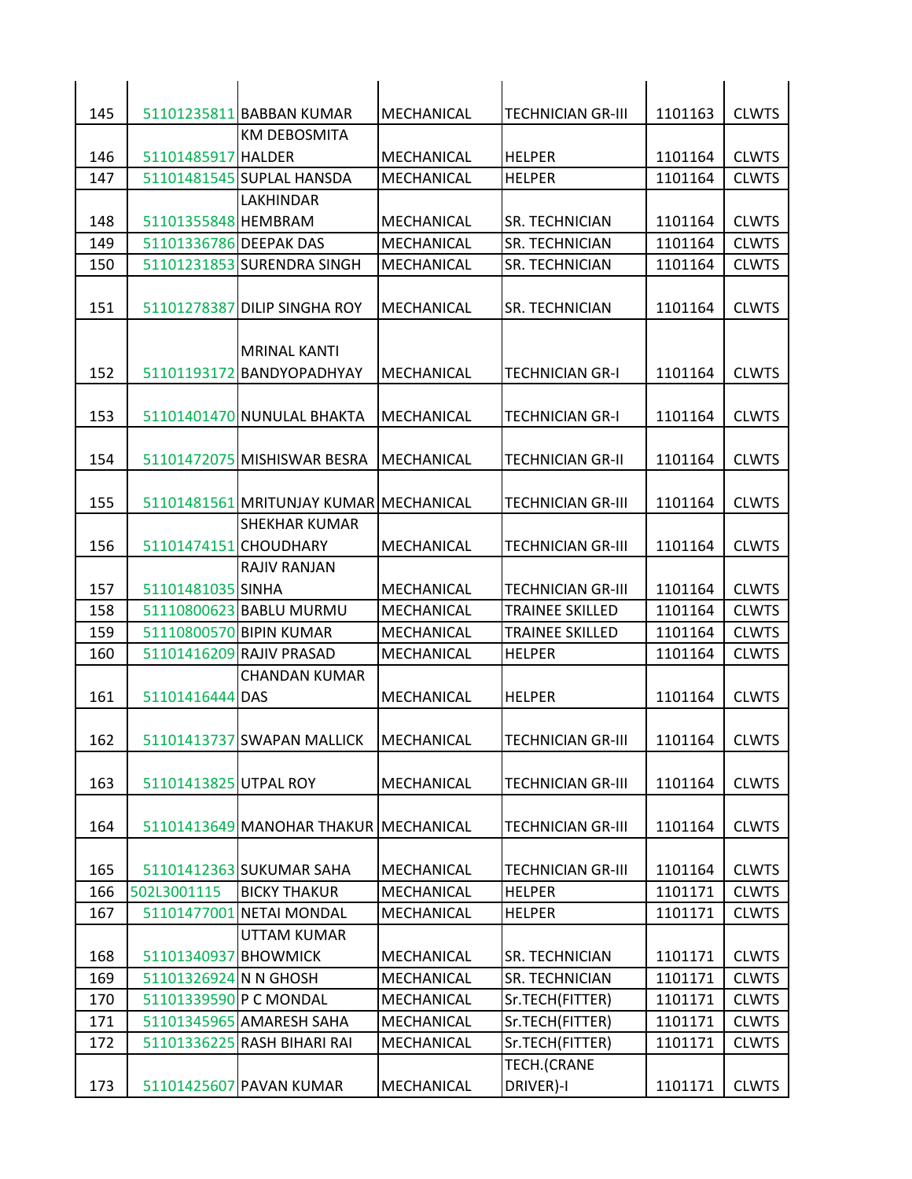| | | | | | | |
|---|---|---|---|---|---|---|
| 145 | 51101235811 | BABBAN KUMAR | MECHANICAL | TECHNICIAN GR-III | 1101163 | CLWTS |
| 146 | 51101485917 | KM DEBOSMITA HALDER | MECHANICAL | HELPER | 1101164 | CLWTS |
| 147 | 51101481545 | SUPLAL HANSDA | MECHANICAL | HELPER | 1101164 | CLWTS |
| 148 | 51101355848 | LAKHINDAR HEMBRAM | MECHANICAL | SR. TECHNICIAN | 1101164 | CLWTS |
| 149 | 51101336786 | DEEPAK DAS | MECHANICAL | SR. TECHNICIAN | 1101164 | CLWTS |
| 150 | 51101231853 | SURENDRA SINGH | MECHANICAL | SR. TECHNICIAN | 1101164 | CLWTS |
| 151 | 51101278387 | DILIP SINGHA ROY | MECHANICAL | SR. TECHNICIAN | 1101164 | CLWTS |
| 152 | 51101193172 | MRINAL KANTI BANDYOPADHYAY | MECHANICAL | TECHNICIAN GR-I | 1101164 | CLWTS |
| 153 | 51101401470 | NUNULAL BHAKTA | MECHANICAL | TECHNICIAN GR-I | 1101164 | CLWTS |
| 154 | 51101472075 | MISHISWAR BESRA | MECHANICAL | TECHNICIAN GR-II | 1101164 | CLWTS |
| 155 | 51101481561 | MRITUNJAY KUMAR | MECHANICAL | TECHNICIAN GR-III | 1101164 | CLWTS |
| 156 | 51101474151 | SHEKHAR KUMAR CHOUDHARY | MECHANICAL | TECHNICIAN GR-III | 1101164 | CLWTS |
| 157 | 51101481035 | RAJIV RANJAN SINHA | MECHANICAL | TECHNICIAN GR-III | 1101164 | CLWTS |
| 158 | 51110800623 | BABLU MURMU | MECHANICAL | TRAINEE SKILLED | 1101164 | CLWTS |
| 159 | 51110800570 | BIPIN KUMAR | MECHANICAL | TRAINEE SKILLED | 1101164 | CLWTS |
| 160 | 51101416209 | RAJIV PRASAD | MECHANICAL | HELPER | 1101164 | CLWTS |
| 161 | 51101416444 | CHANDAN KUMAR DAS | MECHANICAL | HELPER | 1101164 | CLWTS |
| 162 | 51101413737 | SWAPAN MALLICK | MECHANICAL | TECHNICIAN GR-III | 1101164 | CLWTS |
| 163 | 51101413825 | UTPAL ROY | MECHANICAL | TECHNICIAN GR-III | 1101164 | CLWTS |
| 164 | 51101413649 | MANOHAR THAKUR | MECHANICAL | TECHNICIAN GR-III | 1101164 | CLWTS |
| 165 | 51101412363 | SUKUMAR SAHA | MECHANICAL | TECHNICIAN GR-III | 1101164 | CLWTS |
| 166 | 502L3001115 | BICKY THAKUR | MECHANICAL | HELPER | 1101171 | CLWTS |
| 167 | 51101477001 | NETAI MONDAL | MECHANICAL | HELPER | 1101171 | CLWTS |
| 168 | 51101340937 | UTTAM KUMAR BHOWMICK | MECHANICAL | SR. TECHNICIAN | 1101171 | CLWTS |
| 169 | 51101326924 | N N GHOSH | MECHANICAL | SR. TECHNICIAN | 1101171 | CLWTS |
| 170 | 51101339590 | P C MONDAL | MECHANICAL | Sr.TECH(FITTER) | 1101171 | CLWTS |
| 171 | 51101345965 | AMARESH SAHA | MECHANICAL | Sr.TECH(FITTER) | 1101171 | CLWTS |
| 172 | 51101336225 | RASH BIHARI RAI | MECHANICAL | Sr.TECH(FITTER) | 1101171 | CLWTS |
| 173 | 51101425607 | PAVAN KUMAR | MECHANICAL | TECH.(CRANE DRIVER)-I | 1101171 | CLWTS |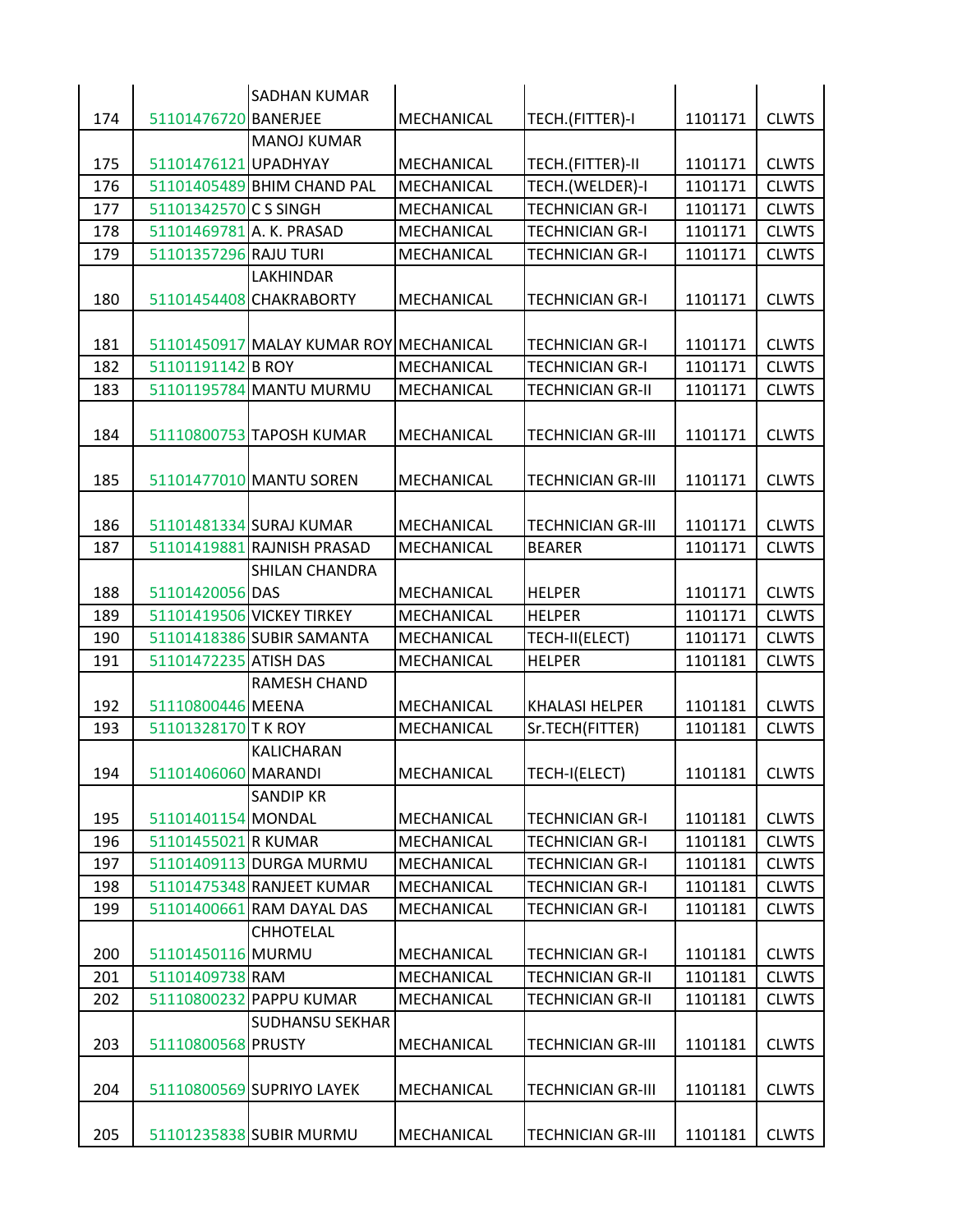| 174 | 51101476720 | SADHAN KUMAR BANERJEE | MECHANICAL | TECH.(FITTER)-I | 1101171 | CLWTS |
|---|---|---|---|---|---|---|
| 175 | 51101476121 | MANOJ KUMAR UPADHYAY | MECHANICAL | TECH.(FITTER)-II | 1101171 | CLWTS |
| 176 | 51101405489 | BHIM CHAND PAL | MECHANICAL | TECH.(WELDER)-I | 1101171 | CLWTS |
| 177 | 51101342570 | C S SINGH | MECHANICAL | TECHNICIAN GR-I | 1101171 | CLWTS |
| 178 | 51101469781 | A. K. PRASAD | MECHANICAL | TECHNICIAN GR-I | 1101171 | CLWTS |
| 179 | 51101357296 | RAJU TURI | MECHANICAL | TECHNICIAN GR-I | 1101171 | CLWTS |
| 180 | 51101454408 | LAKHINDAR CHAKRABORTY | MECHANICAL | TECHNICIAN GR-I | 1101171 | CLWTS |
| 181 | 51101450917 | MALAY KUMAR ROY | MECHANICAL | TECHNICIAN GR-I | 1101171 | CLWTS |
| 182 | 51101191142 | B ROY | MECHANICAL | TECHNICIAN GR-I | 1101171 | CLWTS |
| 183 | 51101195784 | MANTU MURMU | MECHANICAL | TECHNICIAN GR-II | 1101171 | CLWTS |
| 184 | 51110800753 | TAPOSH KUMAR | MECHANICAL | TECHNICIAN GR-III | 1101171 | CLWTS |
| 185 | 51101477010 | MANTU SOREN | MECHANICAL | TECHNICIAN GR-III | 1101171 | CLWTS |
| 186 | 51101481334 | SURAJ KUMAR | MECHANICAL | TECHNICIAN GR-III | 1101171 | CLWTS |
| 187 | 51101419881 | RAJNISH PRASAD | MECHANICAL | BEARER | 1101171 | CLWTS |
| 188 | 51101420056 | SHILAN CHANDRA DAS | MECHANICAL | HELPER | 1101171 | CLWTS |
| 189 | 51101419506 | VICKEY TIRKEY | MECHANICAL | HELPER | 1101171 | CLWTS |
| 190 | 51101418386 | SUBIR SAMANTA | MECHANICAL | TECH-II(ELECT) | 1101171 | CLWTS |
| 191 | 51101472235 | ATISH DAS | MECHANICAL | HELPER | 1101181 | CLWTS |
| 192 | 51110800446 | RAMESH CHAND MEENA | MECHANICAL | KHALASI HELPER | 1101181 | CLWTS |
| 193 | 51101328170 | T K ROY | MECHANICAL | Sr.TECH(FITTER) | 1101181 | CLWTS |
| 194 | 51101406060 | KALICHARAN MARANDI | MECHANICAL | TECH-I(ELECT) | 1101181 | CLWTS |
| 195 | 51101401154 | SANDIP KR MONDAL | MECHANICAL | TECHNICIAN GR-I | 1101181 | CLWTS |
| 196 | 51101455021 | R KUMAR | MECHANICAL | TECHNICIAN GR-I | 1101181 | CLWTS |
| 197 | 51101409113 | DURGA MURMU | MECHANICAL | TECHNICIAN GR-I | 1101181 | CLWTS |
| 198 | 51101475348 | RANJEET KUMAR | MECHANICAL | TECHNICIAN GR-I | 1101181 | CLWTS |
| 199 | 51101400661 | RAM DAYAL DAS | MECHANICAL | TECHNICIAN GR-I | 1101181 | CLWTS |
| 200 | 51101450116 | CHHOTELAL MURMU | MECHANICAL | TECHNICIAN GR-I | 1101181 | CLWTS |
| 201 | 51101409738 | RAM | MECHANICAL | TECHNICIAN GR-II | 1101181 | CLWTS |
| 202 | 51110800232 | PAPPU KUMAR | MECHANICAL | TECHNICIAN GR-II | 1101181 | CLWTS |
| 203 | 51110800568 | SUDHANSU SEKHAR PRUSTY | MECHANICAL | TECHNICIAN GR-III | 1101181 | CLWTS |
| 204 | 51110800569 | SUPRIYO LAYEK | MECHANICAL | TECHNICIAN GR-III | 1101181 | CLWTS |
| 205 | 51101235838 | SUBIR MURMU | MECHANICAL | TECHNICIAN GR-III | 1101181 | CLWTS |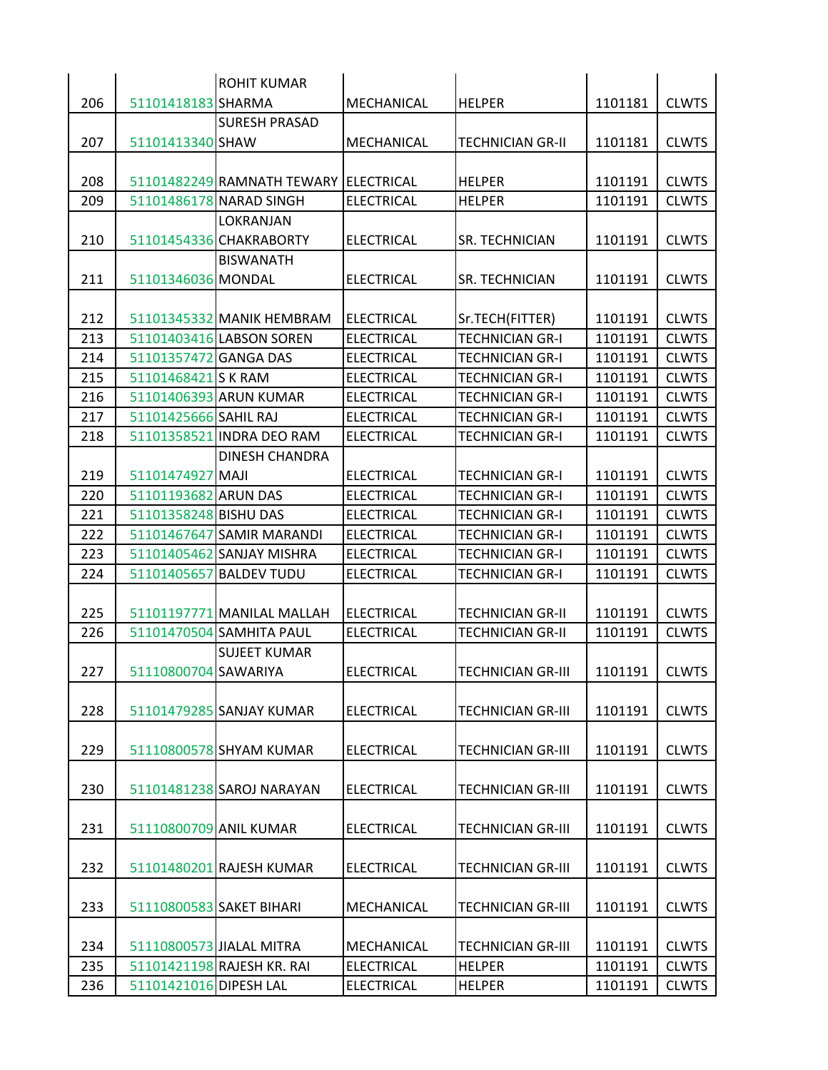| | | | | | | |
|---|---|---|---|---|---|---|
| 206 | 51101418183 | ROHIT KUMAR SHARMA | MECHANICAL | HELPER | 1101181 | CLWTS |
| 207 | 51101413340 | SURESH PRASAD SHAW | MECHANICAL | TECHNICIAN GR-II | 1101181 | CLWTS |
| 208 | 51101482249 | RAMNATH TEWARY | ELECTRICAL | HELPER | 1101191 | CLWTS |
| 209 | 51101486178 | NARAD SINGH | ELECTRICAL | HELPER | 1101191 | CLWTS |
| 210 | 51101454336 | LOKRANJAN CHAKRABORTY | ELECTRICAL | SR. TECHNICIAN | 1101191 | CLWTS |
| 211 | 51101346036 | BISWANATH MONDAL | ELECTRICAL | SR. TECHNICIAN | 1101191 | CLWTS |
| 212 | 51101345332 | MANIK HEMBRAM | ELECTRICAL | Sr.TECH(FITTER) | 1101191 | CLWTS |
| 213 | 51101403416 | LABSON SOREN | ELECTRICAL | TECHNICIAN GR-I | 1101191 | CLWTS |
| 214 | 51101357472 | GANGA DAS | ELECTRICAL | TECHNICIAN GR-I | 1101191 | CLWTS |
| 215 | 51101468421 | S K RAM | ELECTRICAL | TECHNICIAN GR-I | 1101191 | CLWTS |
| 216 | 51101406393 | ARUN KUMAR | ELECTRICAL | TECHNICIAN GR-I | 1101191 | CLWTS |
| 217 | 51101425666 | SAHIL RAJ | ELECTRICAL | TECHNICIAN GR-I | 1101191 | CLWTS |
| 218 | 51101358521 | INDRA DEO RAM | ELECTRICAL | TECHNICIAN GR-I | 1101191 | CLWTS |
| 219 | 51101474927 | DINESH CHANDRA MAJI | ELECTRICAL | TECHNICIAN GR-I | 1101191 | CLWTS |
| 220 | 51101193682 | ARUN DAS | ELECTRICAL | TECHNICIAN GR-I | 1101191 | CLWTS |
| 221 | 51101358248 | BISHU DAS | ELECTRICAL | TECHNICIAN GR-I | 1101191 | CLWTS |
| 222 | 51101467647 | SAMIR MARANDI | ELECTRICAL | TECHNICIAN GR-I | 1101191 | CLWTS |
| 223 | 51101405462 | SANJAY MISHRA | ELECTRICAL | TECHNICIAN GR-I | 1101191 | CLWTS |
| 224 | 51101405657 | BALDEV TUDU | ELECTRICAL | TECHNICIAN GR-I | 1101191 | CLWTS |
| 225 | 51101197771 | MANILAL MALLAH | ELECTRICAL | TECHNICIAN GR-II | 1101191 | CLWTS |
| 226 | 51101470504 | SAMHITA PAUL | ELECTRICAL | TECHNICIAN GR-II | 1101191 | CLWTS |
| 227 | 51110800704 | SUJEET KUMAR SAWARIYA | ELECTRICAL | TECHNICIAN GR-III | 1101191 | CLWTS |
| 228 | 51101479285 | SANJAY KUMAR | ELECTRICAL | TECHNICIAN GR-III | 1101191 | CLWTS |
| 229 | 51110800578 | SHYAM KUMAR | ELECTRICAL | TECHNICIAN GR-III | 1101191 | CLWTS |
| 230 | 51101481238 | SAROJ NARAYAN | ELECTRICAL | TECHNICIAN GR-III | 1101191 | CLWTS |
| 231 | 51110800709 | ANIL KUMAR | ELECTRICAL | TECHNICIAN GR-III | 1101191 | CLWTS |
| 232 | 51101480201 | RAJESH KUMAR | ELECTRICAL | TECHNICIAN GR-III | 1101191 | CLWTS |
| 233 | 51110800583 | SAKET BIHARI | MECHANICAL | TECHNICIAN GR-III | 1101191 | CLWTS |
| 234 | 51110800573 | JIALAL MITRA | MECHANICAL | TECHNICIAN GR-III | 1101191 | CLWTS |
| 235 | 51101421198 | RAJESH KR. RAI | ELECTRICAL | HELPER | 1101191 | CLWTS |
| 236 | 51101421016 | DIPESH LAL | ELECTRICAL | HELPER | 1101191 | CLWTS |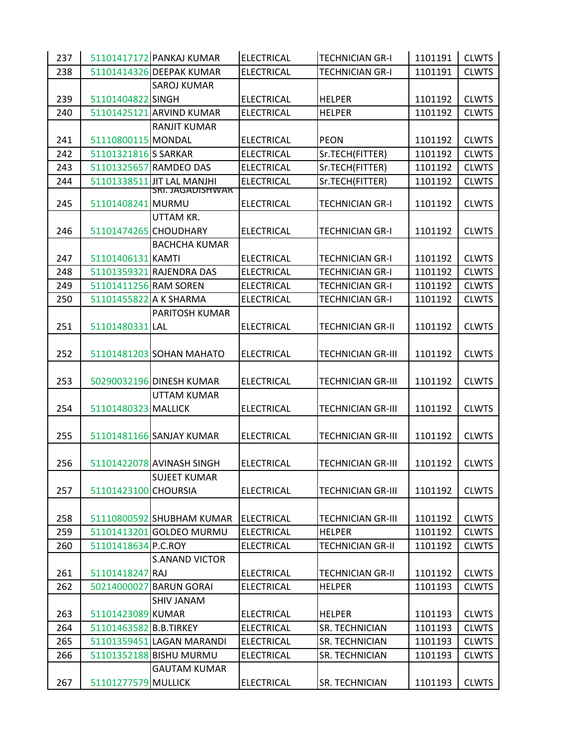| 237 | 51101417172 | PANKAJ KUMAR | ELECTRICAL | TECHNICIAN GR-I | 1101191 | CLWTS |
|---|---|---|---|---|---|---|
| 238 | 51101414326 | DEEPAK KUMAR | ELECTRICAL | TECHNICIAN GR-I | 1101191 | CLWTS |
| 239 | 51101404822 | SAROJ KUMAR SINGH | ELECTRICAL | HELPER | 1101192 | CLWTS |
| 240 | 51101425121 | ARVIND KUMAR | ELECTRICAL | HELPER | 1101192 | CLWTS |
| 241 | 51110800115 | RANJIT KUMAR MONDAL | ELECTRICAL | PEON | 1101192 | CLWTS |
| 242 | 51101321816 | S SARKAR | ELECTRICAL | Sr.TECH(FITTER) | 1101192 | CLWTS |
| 243 | 51101325657 | RAMDEO DAS | ELECTRICAL | Sr.TECH(FITTER) | 1101192 | CLWTS |
| 244 | 51101338511 | JIT LAL MANJHI | ELECTRICAL | Sr.TECH(FITTER) | 1101192 | CLWTS |
| 245 | 51101408241 | SRI. JAGADISHWAR MURMU | ELECTRICAL | TECHNICIAN GR-I | 1101192 | CLWTS |
| 246 | 51101474265 | UTTAM KR. CHOUDHARY | ELECTRICAL | TECHNICIAN GR-I | 1101192 | CLWTS |
| 247 | 51101406131 | BACHCHA KUMAR KAMTI | ELECTRICAL | TECHNICIAN GR-I | 1101192 | CLWTS |
| 248 | 51101359321 | RAJENDRA DAS | ELECTRICAL | TECHNICIAN GR-I | 1101192 | CLWTS |
| 249 | 51101411256 | RAM SOREN | ELECTRICAL | TECHNICIAN GR-I | 1101192 | CLWTS |
| 250 | 51101455822 | A K SHARMA | ELECTRICAL | TECHNICIAN GR-I | 1101192 | CLWTS |
| 251 | 51101480331 | PARITOSH KUMAR LAL | ELECTRICAL | TECHNICIAN GR-II | 1101192 | CLWTS |
| 252 | 51101481203 | SOHAN MAHATO | ELECTRICAL | TECHNICIAN GR-III | 1101192 | CLWTS |
| 253 | 50290032196 | DINESH KUMAR | ELECTRICAL | TECHNICIAN GR-III | 1101192 | CLWTS |
| 254 | 51101480323 | UTTAM KUMAR MALLICK | ELECTRICAL | TECHNICIAN GR-III | 1101192 | CLWTS |
| 255 | 51101481166 | SANJAY KUMAR | ELECTRICAL | TECHNICIAN GR-III | 1101192 | CLWTS |
| 256 | 51101422078 | AVINASH SINGH | ELECTRICAL | TECHNICIAN GR-III | 1101192 | CLWTS |
| 257 | 51101423100 | SUJEET KUMAR CHOURSIA | ELECTRICAL | TECHNICIAN GR-III | 1101192 | CLWTS |
| 258 | 51110800592 | SHUBHAM KUMAR | ELECTRICAL | TECHNICIAN GR-III | 1101192 | CLWTS |
| 259 | 51101413201 | GOLDEO MURMU | ELECTRICAL | HELPER | 1101192 | CLWTS |
| 260 | 51101418634 | P.C.ROY | ELECTRICAL | TECHNICIAN GR-II | 1101192 | CLWTS |
| 261 | 51101418247 | S.ANAND VICTOR RAJ | ELECTRICAL | TECHNICIAN GR-II | 1101192 | CLWTS |
| 262 | 50214000027 | BARUN GORAI | ELECTRICAL | HELPER | 1101193 | CLWTS |
| 263 | 51101423089 | SHIV JANAM KUMAR | ELECTRICAL | HELPER | 1101193 | CLWTS |
| 264 | 51101463582 | B.B.TIRKEY | ELECTRICAL | SR. TECHNICIAN | 1101193 | CLWTS |
| 265 | 51101359451 | LAGAN MARANDI | ELECTRICAL | SR. TECHNICIAN | 1101193 | CLWTS |
| 266 | 51101352188 | BISHU MURMU | ELECTRICAL | SR. TECHNICIAN | 1101193 | CLWTS |
| 267 | 51101277579 | GAUTAM KUMAR MULLICK | ELECTRICAL | SR. TECHNICIAN | 1101193 | CLWTS |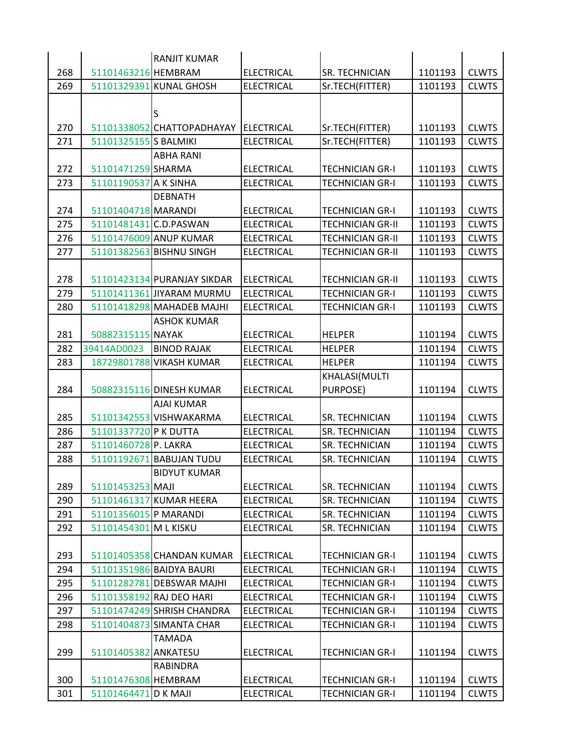| | | | | | | |
|---|---|---|---|---|---|---|
| 268 | 51101463216 | RANJIT KUMAR HEMBRAM | ELECTRICAL | SR. TECHNICIAN | 1101193 | CLWTS |
| 269 | 51101329391 | KUNAL GHOSH | ELECTRICAL | Sr.TECH(FITTER) | 1101193 | CLWTS |
| 270 | 51101338052 | S CHATTOPADHAYAY | ELECTRICAL | Sr.TECH(FITTER) | 1101193 | CLWTS |
| 271 | 51101325155 | S BALMIKI | ELECTRICAL | Sr.TECH(FITTER) | 1101193 | CLWTS |
| 272 | 51101471259 | ABHA RANI SHARMA | ELECTRICAL | TECHNICIAN GR-I | 1101193 | CLWTS |
| 273 | 51101190537 | A K SINHA | ELECTRICAL | TECHNICIAN GR-I | 1101193 | CLWTS |
| 274 | 51101404718 | DEBNATH MARANDI | ELECTRICAL | TECHNICIAN GR-I | 1101193 | CLWTS |
| 275 | 51101481431 | C.D.PASWAN | ELECTRICAL | TECHNICIAN GR-II | 1101193 | CLWTS |
| 276 | 51101476009 | ANUP KUMAR | ELECTRICAL | TECHNICIAN GR-II | 1101193 | CLWTS |
| 277 | 51101382563 | BISHNU SINGH | ELECTRICAL | TECHNICIAN GR-II | 1101193 | CLWTS |
| 278 | 51101423134 | PURANJAY SIKDAR | ELECTRICAL | TECHNICIAN GR-II | 1101193 | CLWTS |
| 279 | 51101411361 | JIYARAM MURMU | ELECTRICAL | TECHNICIAN GR-I | 1101193 | CLWTS |
| 280 | 51101418298 | MAHADEB MAJHI | ELECTRICAL | TECHNICIAN GR-I | 1101193 | CLWTS |
| 281 | 50882315115 | ASHOK KUMAR NAYAK | ELECTRICAL | HELPER | 1101194 | CLWTS |
| 282 | 39414AD0023 | BINOD RAJAK | ELECTRICAL | HELPER | 1101194 | CLWTS |
| 283 | 18729801788 | VIKASH KUMAR | ELECTRICAL | HELPER | 1101194 | CLWTS |
| 284 | 50882315116 | DINESH KUMAR | ELECTRICAL | KHALASI(MULTI PURPOSE) | 1101194 | CLWTS |
| 285 | 51101342553 | AJAI KUMAR VISHWAKARMA | ELECTRICAL | SR. TECHNICIAN | 1101194 | CLWTS |
| 286 | 51101337720 | P K DUTTA | ELECTRICAL | SR. TECHNICIAN | 1101194 | CLWTS |
| 287 | 51101460728 | P. LAKRA | ELECTRICAL | SR. TECHNICIAN | 1101194 | CLWTS |
| 288 | 51101192671 | BABUJAN TUDU | ELECTRICAL | SR. TECHNICIAN | 1101194 | CLWTS |
| 289 | 51101453253 | BIDYUT KUMAR MAJI | ELECTRICAL | SR. TECHNICIAN | 1101194 | CLWTS |
| 290 | 51101461317 | KUMAR HEERA | ELECTRICAL | SR. TECHNICIAN | 1101194 | CLWTS |
| 291 | 51101356015 | P MARANDI | ELECTRICAL | SR. TECHNICIAN | 1101194 | CLWTS |
| 292 | 51101454301 | M L KISKU | ELECTRICAL | SR. TECHNICIAN | 1101194 | CLWTS |
| 293 | 51101405358 | CHANDAN KUMAR | ELECTRICAL | TECHNICIAN GR-I | 1101194 | CLWTS |
| 294 | 51101351986 | BAIDYA BAURI | ELECTRICAL | TECHNICIAN GR-I | 1101194 | CLWTS |
| 295 | 51101282781 | DEBSWAR MAJHI | ELECTRICAL | TECHNICIAN GR-I | 1101194 | CLWTS |
| 296 | 51101358192 | RAJ DEO HARI | ELECTRICAL | TECHNICIAN GR-I | 1101194 | CLWTS |
| 297 | 51101474249 | SHRISH CHANDRA | ELECTRICAL | TECHNICIAN GR-I | 1101194 | CLWTS |
| 298 | 51101404873 | SIMANTA CHAR | ELECTRICAL | TECHNICIAN GR-I | 1101194 | CLWTS |
| 299 | 51101405382 | TAMADA ANKATESU | ELECTRICAL | TECHNICIAN GR-I | 1101194 | CLWTS |
| 300 | 51101476308 | RABINDRA HEMBRAM | ELECTRICAL | TECHNICIAN GR-I | 1101194 | CLWTS |
| 301 | 51101464471 | D K MAJI | ELECTRICAL | TECHNICIAN GR-I | 1101194 | CLWTS |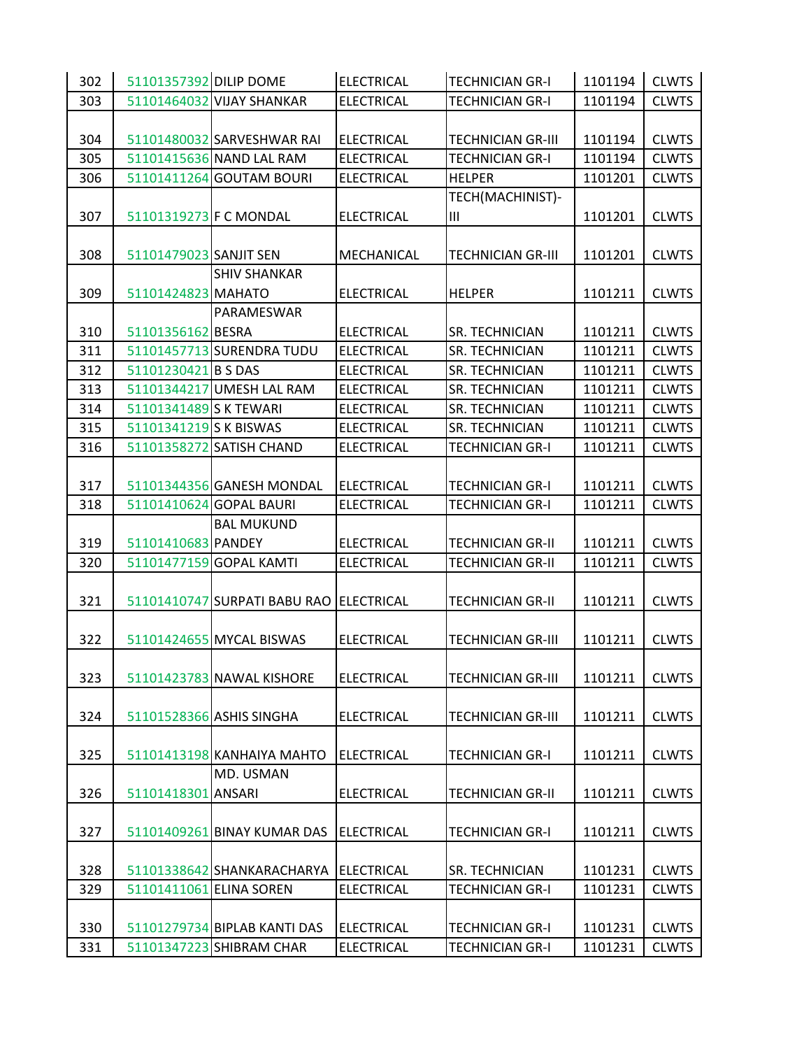| 302 | 51101357392 | DILIP DOME | ELECTRICAL | TECHNICIAN GR-I | 1101194 | CLWTS |
|---|---|---|---|---|---|---|
| 303 | 51101464032 | VIJAY SHANKAR | ELECTRICAL | TECHNICIAN GR-I | 1101194 | CLWTS |
| 304 | 51101480032 | SARVESHWAR RAI | ELECTRICAL | TECHNICIAN GR-III | 1101194 | CLWTS |
| 305 | 51101415636 | NAND LAL RAM | ELECTRICAL | TECHNICIAN GR-I | 1101194 | CLWTS |
| 306 | 51101411264 | GOUTAM BOURI | ELECTRICAL | HELPER | 1101201 | CLWTS |
| 307 | 51101319273 | F C MONDAL | ELECTRICAL | TECH(MACHINIST)-III | 1101201 | CLWTS |
| 308 | 51101479023 | SANJIT SEN | MECHANICAL | TECHNICIAN GR-III | 1101201 | CLWTS |
| 309 | 51101424823 | SHIV SHANKAR MAHATO | ELECTRICAL | HELPER | 1101211 | CLWTS |
| 310 | 51101356162 | PARAMESWAR BESRA | ELECTRICAL | SR. TECHNICIAN | 1101211 | CLWTS |
| 311 | 51101457713 | SURENDRA TUDU | ELECTRICAL | SR. TECHNICIAN | 1101211 | CLWTS |
| 312 | 51101230421 | B S DAS | ELECTRICAL | SR. TECHNICIAN | 1101211 | CLWTS |
| 313 | 51101344217 | UMESH LAL RAM | ELECTRICAL | SR. TECHNICIAN | 1101211 | CLWTS |
| 314 | 51101341489 | S K TEWARI | ELECTRICAL | SR. TECHNICIAN | 1101211 | CLWTS |
| 315 | 51101341219 | S K BISWAS | ELECTRICAL | SR. TECHNICIAN | 1101211 | CLWTS |
| 316 | 51101358272 | SATISH CHAND | ELECTRICAL | TECHNICIAN GR-I | 1101211 | CLWTS |
| 317 | 51101344356 | GANESH MONDAL | ELECTRICAL | TECHNICIAN GR-I | 1101211 | CLWTS |
| 318 | 51101410624 | GOPAL BAURI | ELECTRICAL | TECHNICIAN GR-I | 1101211 | CLWTS |
| 319 | 51101410683 | BAL MUKUND PANDEY | ELECTRICAL | TECHNICIAN GR-II | 1101211 | CLWTS |
| 320 | 51101477159 | GOPAL KAMTI | ELECTRICAL | TECHNICIAN GR-II | 1101211 | CLWTS |
| 321 | 51101410747 | SURPATI BABU RAO | ELECTRICAL | TECHNICIAN GR-II | 1101211 | CLWTS |
| 322 | 51101424655 | MYCAL BISWAS | ELECTRICAL | TECHNICIAN GR-III | 1101211 | CLWTS |
| 323 | 51101423783 | NAWAL KISHORE | ELECTRICAL | TECHNICIAN GR-III | 1101211 | CLWTS |
| 324 | 51101528366 | ASHIS SINGHA | ELECTRICAL | TECHNICIAN GR-III | 1101211 | CLWTS |
| 325 | 51101413198 | KANHAIYA MAHTO | ELECTRICAL | TECHNICIAN GR-I | 1101211 | CLWTS |
| 326 | 51101418301 | MD. USMAN ANSARI | ELECTRICAL | TECHNICIAN GR-II | 1101211 | CLWTS |
| 327 | 51101409261 | BINAY KUMAR DAS | ELECTRICAL | TECHNICIAN GR-I | 1101211 | CLWTS |
| 328 | 51101338642 | SHANKARACHARYA | ELECTRICAL | SR. TECHNICIAN | 1101231 | CLWTS |
| 329 | 51101411061 | ELINA SOREN | ELECTRICAL | TECHNICIAN GR-I | 1101231 | CLWTS |
| 330 | 51101279734 | BIPLAB KANTI DAS | ELECTRICAL | TECHNICIAN GR-I | 1101231 | CLWTS |
| 331 | 51101347223 | SHIBRAM CHAR | ELECTRICAL | TECHNICIAN GR-I | 1101231 | CLWTS |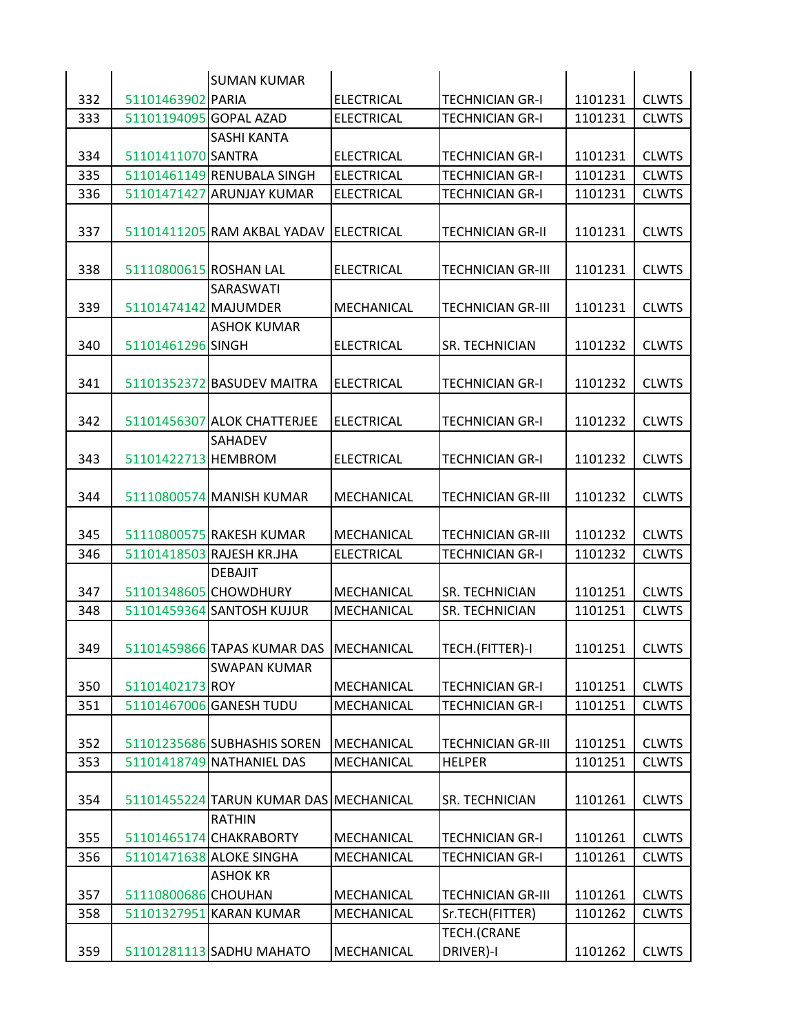| | | | | | | |
|---|---|---|---|---|---|---|
| 332 | 51101463902 | SUMAN KUMAR PARIA | ELECTRICAL | TECHNICIAN GR-I | 1101231 | CLWTS |
| 333 | 51101194095 | GOPAL AZAD | ELECTRICAL | TECHNICIAN GR-I | 1101231 | CLWTS |
| 334 | 51101411070 | SASHI KANTA SANTRA | ELECTRICAL | TECHNICIAN GR-I | 1101231 | CLWTS |
| 335 | 51101461149 | RENUBALA SINGH | ELECTRICAL | TECHNICIAN GR-I | 1101231 | CLWTS |
| 336 | 51101471427 | ARUNJAY KUMAR | ELECTRICAL | TECHNICIAN GR-I | 1101231 | CLWTS |
| 337 | 51101411205 | RAM AKBAL YADAV | ELECTRICAL | TECHNICIAN GR-II | 1101231 | CLWTS |
| 338 | 51110800615 | ROSHAN LAL | ELECTRICAL | TECHNICIAN GR-III | 1101231 | CLWTS |
| 339 | 51101474142 | SARASWATI MAJUMDER | MECHANICAL | TECHNICIAN GR-III | 1101231 | CLWTS |
| 340 | 51101461296 | ASHOK KUMAR SINGH | ELECTRICAL | SR. TECHNICIAN | 1101232 | CLWTS |
| 341 | 51101352372 | BASUDEV MAITRA | ELECTRICAL | TECHNICIAN GR-I | 1101232 | CLWTS |
| 342 | 51101456307 | ALOK CHATTERJEE | ELECTRICAL | TECHNICIAN GR-I | 1101232 | CLWTS |
| 343 | 51101422713 | SAHADEV HEMBROM | ELECTRICAL | TECHNICIAN GR-I | 1101232 | CLWTS |
| 344 | 51110800574 | MANISH KUMAR | MECHANICAL | TECHNICIAN GR-III | 1101232 | CLWTS |
| 345 | 51110800575 | RAKESH KUMAR | MECHANICAL | TECHNICIAN GR-III | 1101232 | CLWTS |
| 346 | 51101418503 | RAJESH KR.JHA | ELECTRICAL | TECHNICIAN GR-I | 1101232 | CLWTS |
| 347 | 51101348605 | DEBAJIT CHOWDHURY | MECHANICAL | SR. TECHNICIAN | 1101251 | CLWTS |
| 348 | 51101459364 | SANTOSH KUJUR | MECHANICAL | SR. TECHNICIAN | 1101251 | CLWTS |
| 349 | 51101459866 | TAPAS KUMAR DAS | MECHANICAL | TECH.(FITTER)-I | 1101251 | CLWTS |
| 350 | 51101402173 | SWAPAN KUMAR ROY | MECHANICAL | TECHNICIAN GR-I | 1101251 | CLWTS |
| 351 | 51101467006 | GANESH TUDU | MECHANICAL | TECHNICIAN GR-I | 1101251 | CLWTS |
| 352 | 51101235686 | SUBHASHIS SOREN | MECHANICAL | TECHNICIAN GR-III | 1101251 | CLWTS |
| 353 | 51101418749 | NATHANIEL DAS | MECHANICAL | HELPER | 1101251 | CLWTS |
| 354 | 51101455224 | TARUN KUMAR DAS | MECHANICAL | SR. TECHNICIAN | 1101261 | CLWTS |
| 355 | 51101465174 | RATHIN CHAKRABORTY | MECHANICAL | TECHNICIAN GR-I | 1101261 | CLWTS |
| 356 | 51101471638 | ALOKE SINGHA | MECHANICAL | TECHNICIAN GR-I | 1101261 | CLWTS |
| 357 | 51110800686 | ASHOK KR CHOUHAN | MECHANICAL | TECHNICIAN GR-III | 1101261 | CLWTS |
| 358 | 51101327951 | KARAN KUMAR | MECHANICAL | Sr.TECH(FITTER) | 1101262 | CLWTS |
| 359 | 51101281113 | SADHU MAHATO | MECHANICAL | TECH.(CRANE DRIVER)-I | 1101262 | CLWTS |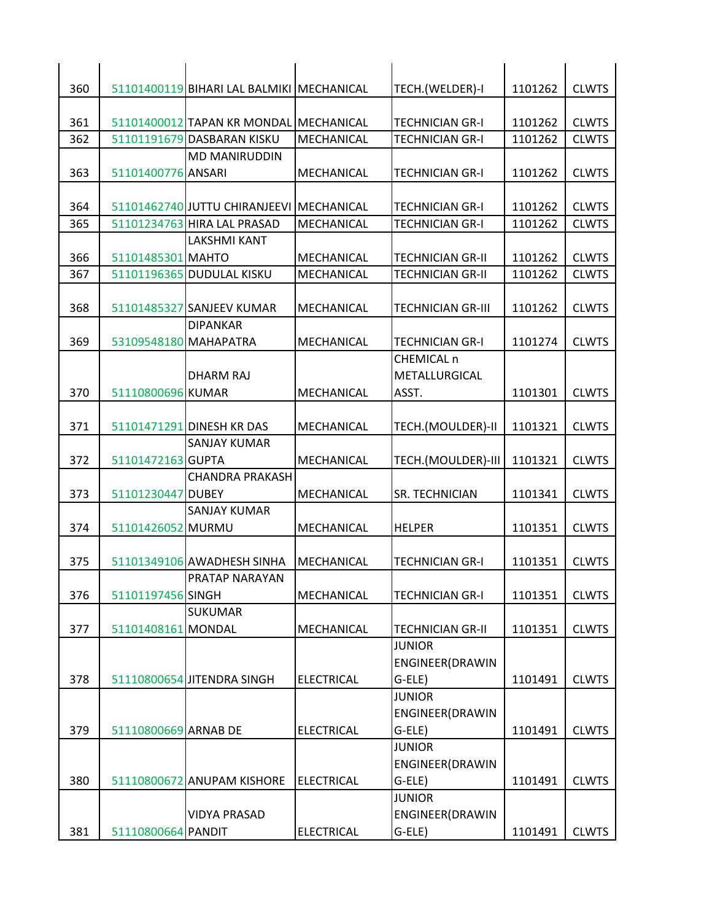| | | | | | | |
|---|---|---|---|---|---|---|
| 360 | 51101400119 | BIHARI LAL BALMIKI | MECHANICAL | TECH.(WELDER)-I | 1101262 | CLWTS |
| 361 | 51101400012 | TAPAN KR MONDAL | MECHANICAL | TECHNICIAN GR-I | 1101262 | CLWTS |
| 362 | 51101191679 | DASBARAN KISKU | MECHANICAL | TECHNICIAN GR-I | 1101262 | CLWTS |
| 363 | 51101400776 | MD MANIRUDDIN ANSARI | MECHANICAL | TECHNICIAN GR-I | 1101262 | CLWTS |
| 364 | 51101462740 | JUTTU CHIRANJEEVI | MECHANICAL | TECHNICIAN GR-I | 1101262 | CLWTS |
| 365 | 51101234763 | HIRA LAL PRASAD | MECHANICAL | TECHNICIAN GR-I | 1101262 | CLWTS |
| 366 | 51101485301 | LAKSHMI KANT MAHTO | MECHANICAL | TECHNICIAN GR-II | 1101262 | CLWTS |
| 367 | 51101196365 | DUDULAL KISKU | MECHANICAL | TECHNICIAN GR-II | 1101262 | CLWTS |
| 368 | 51101485327 | SANJEEV KUMAR | MECHANICAL | TECHNICIAN GR-III | 1101262 | CLWTS |
| 369 | 53109548180 | DIPANKAR MAHAPATRA | MECHANICAL | TECHNICIAN GR-I | 1101274 | CLWTS |
| 370 | 51110800696 | DHARM RAJ KUMAR | MECHANICAL | CHEMICAL n METALLURGICAL ASST. | 1101301 | CLWTS |
| 371 | 51101471291 | DINESH KR DAS | MECHANICAL | TECH.(MOULDER)-II | 1101321 | CLWTS |
| 372 | 51101472163 | SANJAY KUMAR GUPTA | MECHANICAL | TECH.(MOULDER)-III | 1101321 | CLWTS |
| 373 | 51101230447 | CHANDRA PRAKASH DUBEY | MECHANICAL | SR. TECHNICIAN | 1101341 | CLWTS |
| 374 | 51101426052 | SANJAY KUMAR MURMU | MECHANICAL | HELPER | 1101351 | CLWTS |
| 375 | 51101349106 | AWADHESH SINHA | MECHANICAL | TECHNICIAN GR-I | 1101351 | CLWTS |
| 376 | 51101197456 | PRATAP NARAYAN SINGH | MECHANICAL | TECHNICIAN GR-I | 1101351 | CLWTS |
| 377 | 51101408161 | SUKUMAR MONDAL | MECHANICAL | TECHNICIAN GR-II | 1101351 | CLWTS |
| 378 | 51110800654 | JITENDRA SINGH | ELECTRICAL | JUNIOR ENGINEER(DRAWING-ELE) | 1101491 | CLWTS |
| 379 | 51110800669 | ARNAB DE | ELECTRICAL | JUNIOR ENGINEER(DRAWING-ELE) | 1101491 | CLWTS |
| 380 | 51110800672 | ANUPAM KISHORE | ELECTRICAL | JUNIOR ENGINEER(DRAWING-ELE) | 1101491 | CLWTS |
| 381 | 51110800664 | VIDYA PRASAD PANDIT | ELECTRICAL | JUNIOR ENGINEER(DRAWING-ELE) | 1101491 | CLWTS |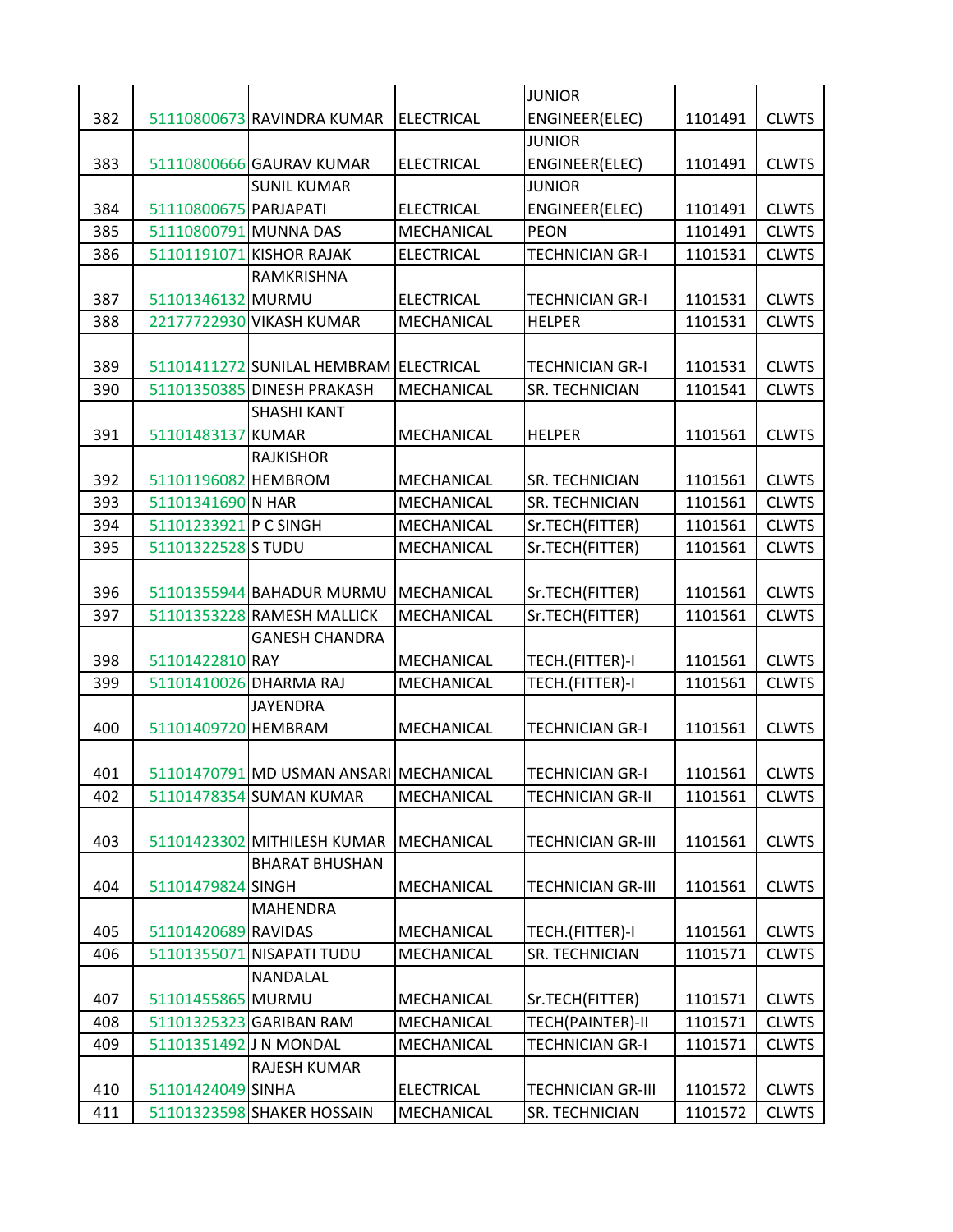| | | | | | | |
|---|---|---|---|---|---|---|
| 382 | 51110800673 | RAVINDRA KUMAR | ELECTRICAL | JUNIOR ENGINEER(ELEC) | 1101491 | CLWTS |
| 383 | 51110800666 | GAURAV KUMAR | ELECTRICAL | JUNIOR ENGINEER(ELEC) | 1101491 | CLWTS |
| 384 | 51110800675 | SUNIL KUMAR PARJAPATI | ELECTRICAL | JUNIOR ENGINEER(ELEC) | 1101491 | CLWTS |
| 385 | 51110800791 | MUNNA DAS | MECHANICAL | PEON | 1101491 | CLWTS |
| 386 | 51101191071 | KISHOR RAJAK | ELECTRICAL | TECHNICIAN GR-I | 1101531 | CLWTS |
| 387 | 51101346132 | RAMKRISHNA MURMU | ELECTRICAL | TECHNICIAN GR-I | 1101531 | CLWTS |
| 388 | 22177722930 | VIKASH KUMAR | MECHANICAL | HELPER | 1101531 | CLWTS |
| 389 | 51101411272 | SUNILAL HEMBRAM | ELECTRICAL | TECHNICIAN GR-I | 1101531 | CLWTS |
| 390 | 51101350385 | DINESH PRAKASH | MECHANICAL | SR. TECHNICIAN | 1101541 | CLWTS |
| 391 | 51101483137 | SHASHI KANT KUMAR | MECHANICAL | HELPER | 1101561 | CLWTS |
| 392 | 51101196082 | RAJKISHOR HEMBROM | MECHANICAL | SR. TECHNICIAN | 1101561 | CLWTS |
| 393 | 51101341690 | N HAR | MECHANICAL | SR. TECHNICIAN | 1101561 | CLWTS |
| 394 | 51101233921 | P C SINGH | MECHANICAL | Sr.TECH(FITTER) | 1101561 | CLWTS |
| 395 | 51101322528 | S TUDU | MECHANICAL | Sr.TECH(FITTER) | 1101561 | CLWTS |
| 396 | 51101355944 | BAHADUR MURMU | MECHANICAL | Sr.TECH(FITTER) | 1101561 | CLWTS |
| 397 | 51101353228 | RAMESH MALLICK | MECHANICAL | Sr.TECH(FITTER) | 1101561 | CLWTS |
| 398 | 51101422810 | GANESH CHANDRA RAY | MECHANICAL | TECH.(FITTER)-I | 1101561 | CLWTS |
| 399 | 51101410026 | DHARMA RAJ | MECHANICAL | TECH.(FITTER)-I | 1101561 | CLWTS |
| 400 | 51101409720 | JAYENDRA HEMBRAM | MECHANICAL | TECHNICIAN GR-I | 1101561 | CLWTS |
| 401 | 51101470791 | MD USMAN ANSARI | MECHANICAL | TECHNICIAN GR-I | 1101561 | CLWTS |
| 402 | 51101478354 | SUMAN KUMAR | MECHANICAL | TECHNICIAN GR-II | 1101561 | CLWTS |
| 403 | 51101423302 | MITHILESH KUMAR | MECHANICAL | TECHNICIAN GR-III | 1101561 | CLWTS |
| 404 | 51101479824 | BHARAT BHUSHAN SINGH | MECHANICAL | TECHNICIAN GR-III | 1101561 | CLWTS |
| 405 | 51101420689 | MAHENDRA RAVIDAS | MECHANICAL | TECH.(FITTER)-I | 1101561 | CLWTS |
| 406 | 51101355071 | NISAPATI TUDU | MECHANICAL | SR. TECHNICIAN | 1101571 | CLWTS |
| 407 | 51101455865 | NANDALAL MURMU | MECHANICAL | Sr.TECH(FITTER) | 1101571 | CLWTS |
| 408 | 51101325323 | GARIBAN RAM | MECHANICAL | TECH(PAINTER)-II | 1101571 | CLWTS |
| 409 | 51101351492 | J N MONDAL | MECHANICAL | TECHNICIAN GR-I | 1101571 | CLWTS |
| 410 | 51101424049 | RAJESH KUMAR SINHA | ELECTRICAL | TECHNICIAN GR-III | 1101572 | CLWTS |
| 411 | 51101323598 | SHAKER HOSSAIN | MECHANICAL | SR. TECHNICIAN | 1101572 | CLWTS |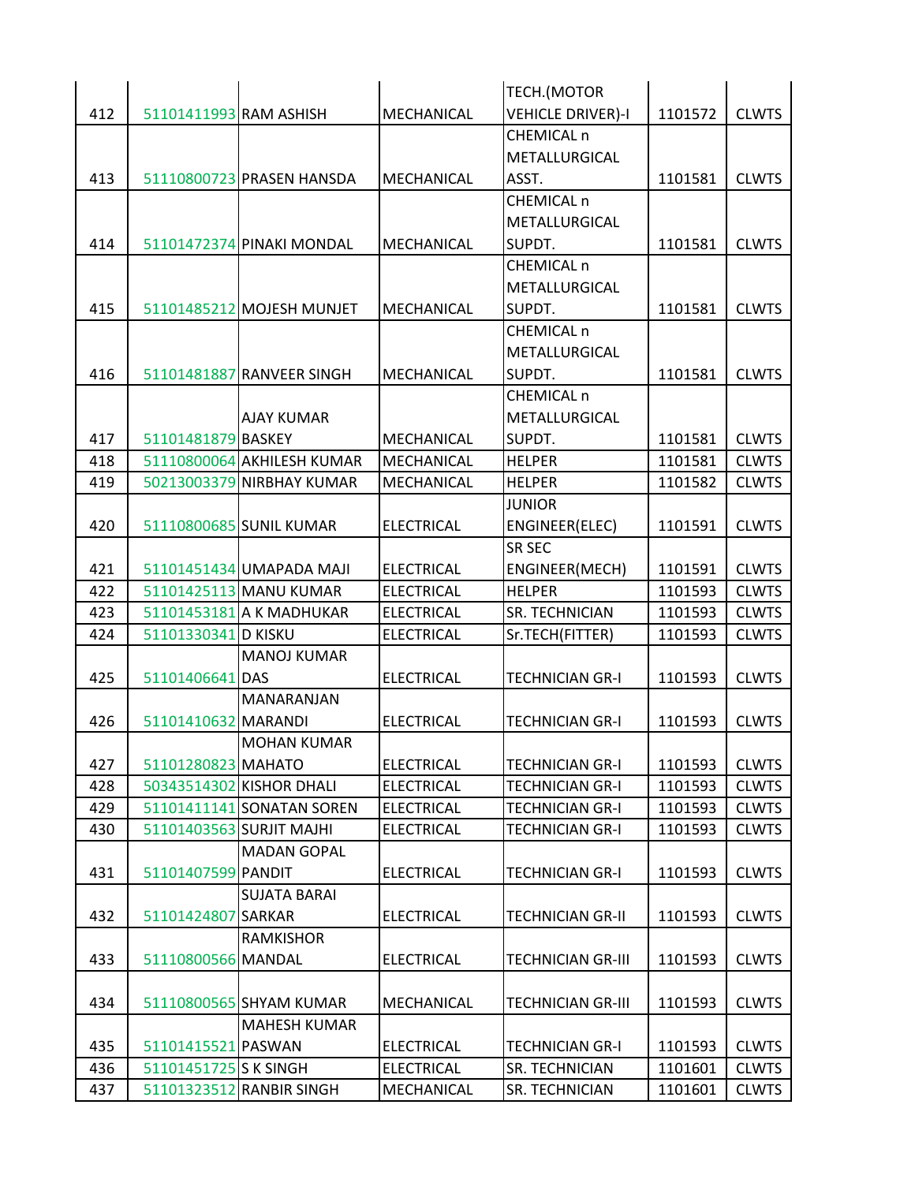| | | | | | | |
|---|---|---|---|---|---|---|
| 412 | 51101411993 | RAM ASHISH | MECHANICAL | TECH.(MOTOR VEHICLE DRIVER)-I | 1101572 | CLWTS |
| 413 | 51110800723 | PRASEN HANSDA | MECHANICAL | CHEMICAL n METALLURGICAL ASST. | 1101581 | CLWTS |
| 414 | 51101472374 | PINAKI MONDAL | MECHANICAL | CHEMICAL n METALLURGICAL SUPDT. | 1101581 | CLWTS |
| 415 | 51101485212 | MOJESH MUNJET | MECHANICAL | CHEMICAL n METALLURGICAL SUPDT. | 1101581 | CLWTS |
| 416 | 51101481887 | RANVEER SINGH | MECHANICAL | CHEMICAL n METALLURGICAL SUPDT. | 1101581 | CLWTS |
| 417 | 51101481879 | AJAY KUMAR BASKEY | MECHANICAL | CHEMICAL n METALLURGICAL SUPDT. | 1101581 | CLWTS |
| 418 | 51110800064 | AKHILESH KUMAR | MECHANICAL | HELPER | 1101581 | CLWTS |
| 419 | 50213003379 | NIRBHAY KUMAR | MECHANICAL | HELPER | 1101582 | CLWTS |
| 420 | 51110800685 | SUNIL KUMAR | ELECTRICAL | JUNIOR ENGINEER(ELEC) | 1101591 | CLWTS |
| 421 | 51101451434 | UMAPADA MAJI | ELECTRICAL | SR SEC ENGINEER(MECH) | 1101591 | CLWTS |
| 422 | 51101425113 | MANU KUMAR | ELECTRICAL | HELPER | 1101593 | CLWTS |
| 423 | 51101453181 | A K MADHUKAR | ELECTRICAL | SR. TECHNICIAN | 1101593 | CLWTS |
| 424 | 51101330341 | D KISKU | ELECTRICAL | Sr.TECH(FITTER) | 1101593 | CLWTS |
| 425 | 51101406641 | MANOJ KUMAR DAS | ELECTRICAL | TECHNICIAN GR-I | 1101593 | CLWTS |
| 426 | 51101410632 | MANARANJAN MARANDI | ELECTRICAL | TECHNICIAN GR-I | 1101593 | CLWTS |
| 427 | 51101280823 | MOHAN KUMAR MAHATO | ELECTRICAL | TECHNICIAN GR-I | 1101593 | CLWTS |
| 428 | 50343514302 | KISHOR DHALI | ELECTRICAL | TECHNICIAN GR-I | 1101593 | CLWTS |
| 429 | 51101411141 | SONATAN SOREN | ELECTRICAL | TECHNICIAN GR-I | 1101593 | CLWTS |
| 430 | 51101403563 | SURJIT MAJHI | ELECTRICAL | TECHNICIAN GR-I | 1101593 | CLWTS |
| 431 | 51101407599 | MADAN GOPAL PANDIT | ELECTRICAL | TECHNICIAN GR-I | 1101593 | CLWTS |
| 432 | 51101424807 | SUJATA BARAI SARKAR | ELECTRICAL | TECHNICIAN GR-II | 1101593 | CLWTS |
| 433 | 51110800566 | RAMKISHOR MANDAL | ELECTRICAL | TECHNICIAN GR-III | 1101593 | CLWTS |
| 434 | 51110800565 | SHYAM KUMAR | MECHANICAL | TECHNICIAN GR-III | 1101593 | CLWTS |
| 435 | 51101415521 | MAHESH KUMAR PASWAN | ELECTRICAL | TECHNICIAN GR-I | 1101593 | CLWTS |
| 436 | 51101451725 | S K SINGH | ELECTRICAL | SR. TECHNICIAN | 1101601 | CLWTS |
| 437 | 51101323512 | RANBIR SINGH | MECHANICAL | SR. TECHNICIAN | 1101601 | CLWTS |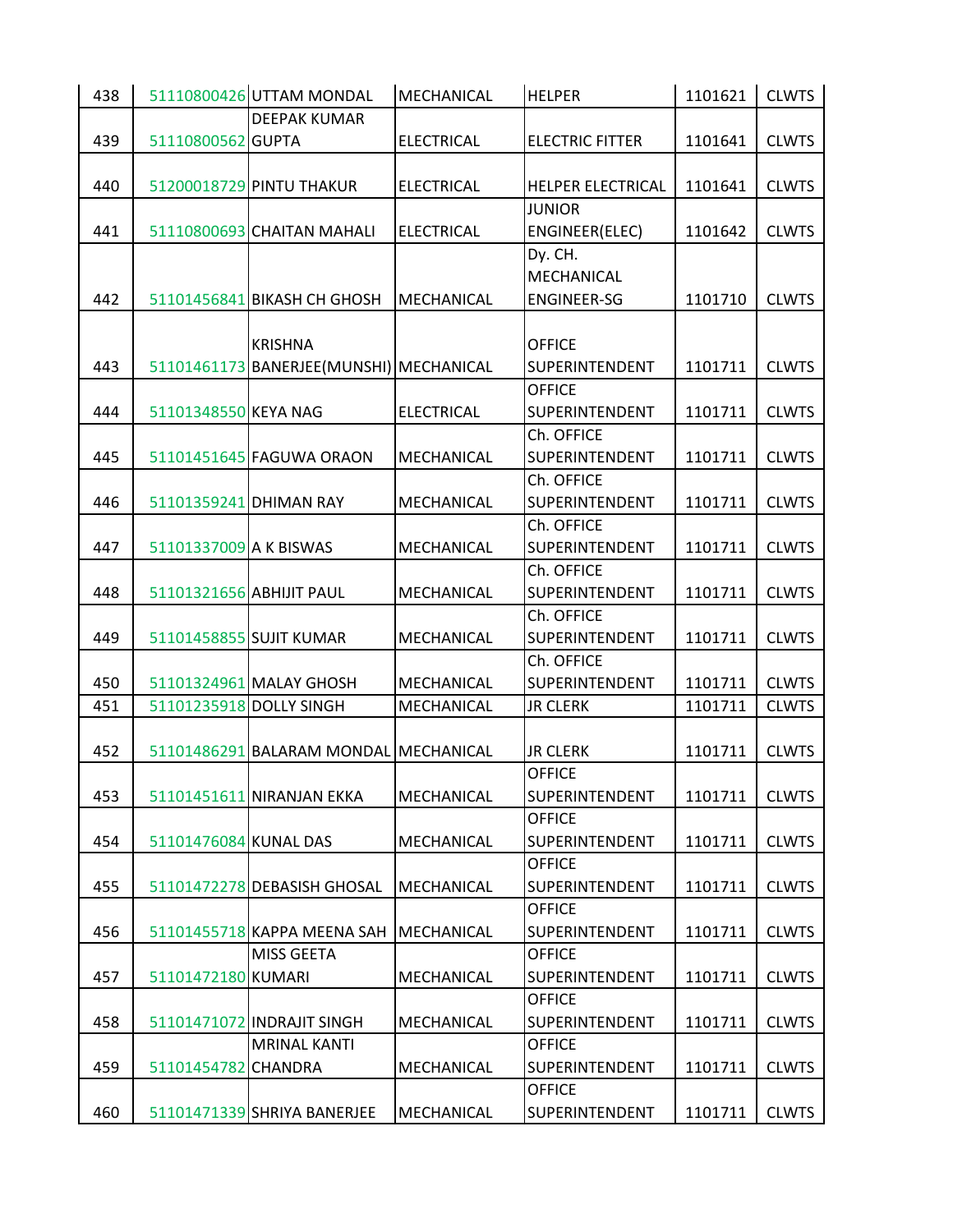| 438 | 51110800426 | UTTAM MONDAL | MECHANICAL | HELPER | 1101621 | CLWTS |
|---|---|---|---|---|---|---|
| 439 | 51110800562 | DEEPAK KUMAR GUPTA | ELECTRICAL | ELECTRIC FITTER | 1101641 | CLWTS |
| 440 | 51200018729 | PINTU THAKUR | ELECTRICAL | HELPER ELECTRICAL | 1101641 | CLWTS |
| 441 | 51110800693 | CHAITAN MAHALI | ELECTRICAL | JUNIOR ENGINEER(ELEC) | 1101642 | CLWTS |
| 442 | 51101456841 | BIKASH CH GHOSH | MECHANICAL | Dy. CH. MECHANICAL ENGINEER-SG | 1101710 | CLWTS |
| 443 | 51101461173 | KRISHNA BANERJEE(MUNSHI) | MECHANICAL | OFFICE SUPERINTENDENT | 1101711 | CLWTS |
| 444 | 51101348550 | KEYA NAG | ELECTRICAL | OFFICE SUPERINTENDENT | 1101711 | CLWTS |
| 445 | 51101451645 | FAGUWA ORAON | MECHANICAL | Ch. OFFICE SUPERINTENDENT | 1101711 | CLWTS |
| 446 | 51101359241 | DHIMAN RAY | MECHANICAL | Ch. OFFICE SUPERINTENDENT | 1101711 | CLWTS |
| 447 | 51101337009 | A K BISWAS | MECHANICAL | Ch. OFFICE SUPERINTENDENT | 1101711 | CLWTS |
| 448 | 51101321656 | ABHIJIT PAUL | MECHANICAL | Ch. OFFICE SUPERINTENDENT | 1101711 | CLWTS |
| 449 | 51101458855 | SUJIT KUMAR | MECHANICAL | Ch. OFFICE SUPERINTENDENT | 1101711 | CLWTS |
| 450 | 51101324961 | MALAY GHOSH | MECHANICAL | Ch. OFFICE SUPERINTENDENT | 1101711 | CLWTS |
| 451 | 51101235918 | DOLLY SINGH | MECHANICAL | JR CLERK | 1101711 | CLWTS |
| 452 | 51101486291 | BALARAM MONDAL | MECHANICAL | JR CLERK | 1101711 | CLWTS |
| 453 | 51101451611 | NIRANJAN EKKA | MECHANICAL | OFFICE SUPERINTENDENT | 1101711 | CLWTS |
| 454 | 51101476084 | KUNAL DAS | MECHANICAL | OFFICE SUPERINTENDENT | 1101711 | CLWTS |
| 455 | 51101472278 | DEBASISH GHOSAL | MECHANICAL | OFFICE SUPERINTENDENT | 1101711 | CLWTS |
| 456 | 51101455718 | KAPPA MEENA SAH | MECHANICAL | OFFICE SUPERINTENDENT | 1101711 | CLWTS |
| 457 | 51101472180 | MISS GEETA KUMARI | MECHANICAL | OFFICE SUPERINTENDENT | 1101711 | CLWTS |
| 458 | 51101471072 | INDRAJIT SINGH | MECHANICAL | OFFICE SUPERINTENDENT | 1101711 | CLWTS |
| 459 | 51101454782 | MRINAL KANTI CHANDRA | MECHANICAL | OFFICE SUPERINTENDENT | 1101711 | CLWTS |
| 460 | 51101471339 | SHRIYA BANERJEE | MECHANICAL | OFFICE SUPERINTENDENT | 1101711 | CLWTS |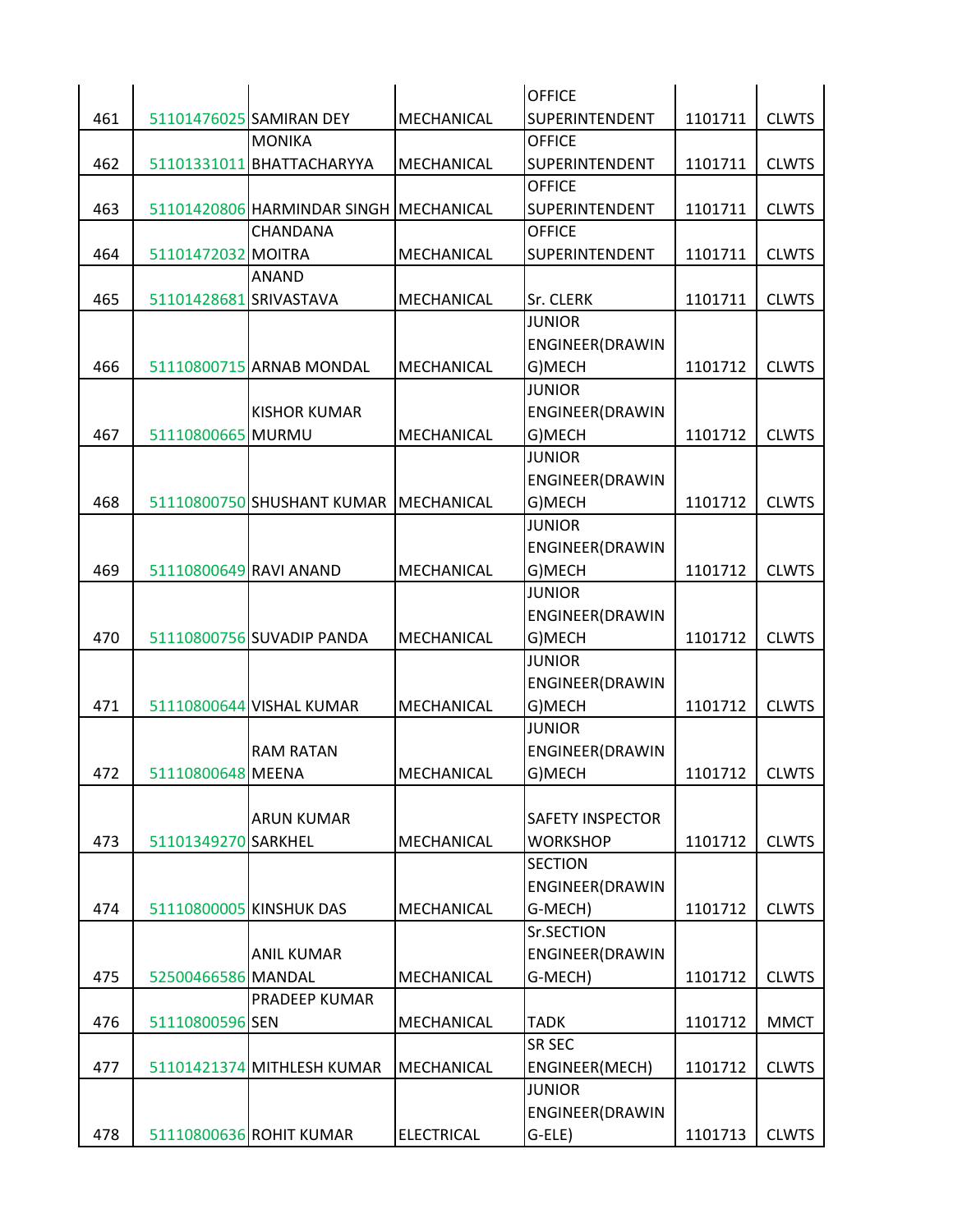| | | | | | | |
|---|---|---|---|---|---|---|
| 461 | 51101476025 | SAMIRAN DEY | MECHANICAL | OFFICE SUPERINTENDENT | 1101711 | CLWTS |
| 462 | 51101331011 | MONIKA BHATTACHARYYA | MECHANICAL | OFFICE SUPERINTENDENT | 1101711 | CLWTS |
| 463 | 51101420806 | HARMINDAR SINGH | MECHANICAL | OFFICE SUPERINTENDENT | 1101711 | CLWTS |
| 464 | 51101472032 | CHANDANA MOITRA | MECHANICAL | OFFICE SUPERINTENDENT | 1101711 | CLWTS |
| 465 | 51101428681 | ANAND SRIVASTAVA | MECHANICAL | Sr. CLERK | 1101711 | CLWTS |
| 466 | 51110800715 | ARNAB MONDAL | MECHANICAL | JUNIOR ENGINEER(DRAWING)MECH | 1101712 | CLWTS |
| 467 | 51110800665 | KISHOR KUMAR MURMU | MECHANICAL | JUNIOR ENGINEER(DRAWING)MECH | 1101712 | CLWTS |
| 468 | 51110800750 | SHUSHANT KUMAR | MECHANICAL | JUNIOR ENGINEER(DRAWING)MECH | 1101712 | CLWTS |
| 469 | 51110800649 | RAVI ANAND | MECHANICAL | JUNIOR ENGINEER(DRAWING)MECH | 1101712 | CLWTS |
| 470 | 51110800756 | SUVADIP PANDA | MECHANICAL | JUNIOR ENGINEER(DRAWING)MECH | 1101712 | CLWTS |
| 471 | 51110800644 | VISHAL KUMAR | MECHANICAL | JUNIOR ENGINEER(DRAWING)MECH | 1101712 | CLWTS |
| 472 | 51110800648 | RAM RATAN MEENA | MECHANICAL | JUNIOR ENGINEER(DRAWING)MECH | 1101712 | CLWTS |
| 473 | 51101349270 | ARUN KUMAR SARKHEL | MECHANICAL | SAFETY INSPECTOR WORKSHOP | 1101712 | CLWTS |
| 474 | 51110800005 | KINSHUK DAS | MECHANICAL | SECTION ENGINEER(DRAWING-MECH) | 1101712 | CLWTS |
| 475 | 52500466586 | ANIL KUMAR MANDAL | MECHANICAL | Sr.SECTION ENGINEER(DRAWING-MECH) | 1101712 | CLWTS |
| 476 | 51110800596 | PRADEEP KUMAR SEN | MECHANICAL | TADK | 1101712 | MMCT |
| 477 | 51101421374 | MITHLESH KUMAR | MECHANICAL | SR SEC ENGINEER(MECH) | 1101712 | CLWTS |
| 478 | 51110800636 | ROHIT KUMAR | ELECTRICAL | JUNIOR ENGINEER(DRAWING-ELE) | 1101713 | CLWTS |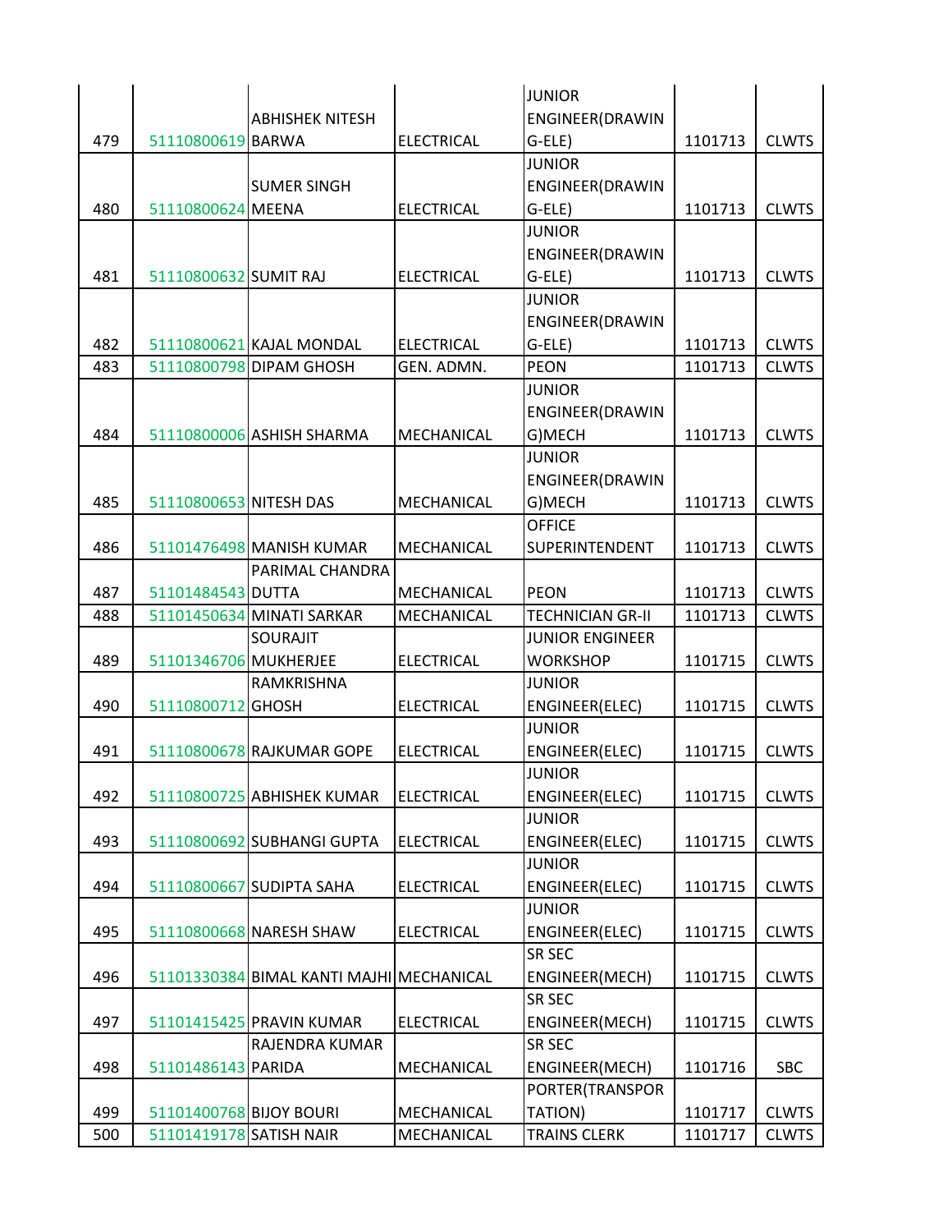| 479 | 51110800619 | ABHISHEK NITESH BARWA | ELECTRICAL | JUNIOR ENGINEER(DRAWING-ELE) | 1101713 | CLWTS |
|---|---|---|---|---|---|---|
| 480 | 51110800624 | SUMER SINGH MEENA | ELECTRICAL | JUNIOR ENGINEER(DRAWING-ELE) | 1101713 | CLWTS |
| 481 | 51110800632 | SUMIT RAJ | ELECTRICAL | JUNIOR ENGINEER(DRAWING-ELE) | 1101713 | CLWTS |
| 482 | 51110800621 | KAJAL MONDAL | ELECTRICAL | JUNIOR ENGINEER(DRAWING-ELE) | 1101713 | CLWTS |
| 483 | 51110800798 | DIPAM GHOSH | GEN. ADMN. | PEON | 1101713 | CLWTS |
| 484 | 51110800006 | ASHISH SHARMA | MECHANICAL | JUNIOR ENGINEER(DRAWING)MECH | 1101713 | CLWTS |
| 485 | 51110800653 | NITESH DAS | MECHANICAL | JUNIOR ENGINEER(DRAWING)MECH | 1101713 | CLWTS |
| 486 | 51101476498 | MANISH KUMAR | MECHANICAL | OFFICE SUPERINTENDENT | 1101713 | CLWTS |
| 487 | 51101484543 | PARIMAL CHANDRA DUTTA | MECHANICAL | PEON | 1101713 | CLWTS |
| 488 | 51101450634 | MINATI SARKAR | MECHANICAL | TECHNICIAN GR-II | 1101713 | CLWTS |
| 489 | 51101346706 | SOURAJIT MUKHERJEE | ELECTRICAL | JUNIOR ENGINEER WORKSHOP | 1101715 | CLWTS |
| 490 | 51110800712 | RAMKRISHNA GHOSH | ELECTRICAL | JUNIOR ENGINEER(ELEC) | 1101715 | CLWTS |
| 491 | 51110800678 | RAJKUMAR GOPE | ELECTRICAL | JUNIOR ENGINEER(ELEC) | 1101715 | CLWTS |
| 492 | 51110800725 | ABHISHEK KUMAR | ELECTRICAL | JUNIOR ENGINEER(ELEC) | 1101715 | CLWTS |
| 493 | 51110800692 | SUBHANGI GUPTA | ELECTRICAL | JUNIOR ENGINEER(ELEC) | 1101715 | CLWTS |
| 494 | 51110800667 | SUDIPTA SAHA | ELECTRICAL | JUNIOR ENGINEER(ELEC) | 1101715 | CLWTS |
| 495 | 51110800668 | NARESH SHAW | ELECTRICAL | JUNIOR ENGINEER(ELEC) | 1101715 | CLWTS |
| 496 | 51101330384 | BIMAL KANTI MAJHI | MECHANICAL | SR SEC ENGINEER(MECH) | 1101715 | CLWTS |
| 497 | 51101415425 | PRAVIN KUMAR | ELECTRICAL | SR SEC ENGINEER(MECH) | 1101715 | CLWTS |
| 498 | 51101486143 | RAJENDRA KUMAR PARIDA | MECHANICAL | SR SEC ENGINEER(MECH) | 1101716 | SBC |
| 499 | 51101400768 | BIJOY BOURI | MECHANICAL | PORTER(TRANSPORTATION) | 1101717 | CLWTS |
| 500 | 51101419178 | SATISH NAIR | MECHANICAL | TRAINS CLERK | 1101717 | CLWTS |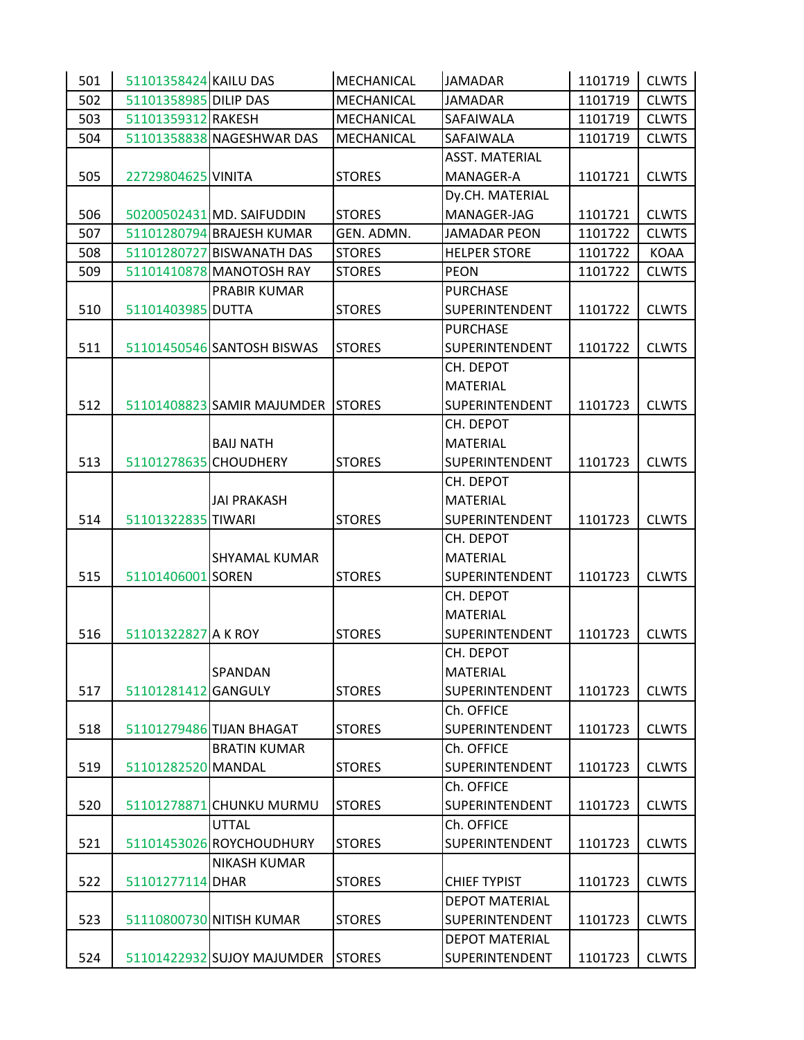| 501 | 51101358424 | KAILU DAS | MECHANICAL | JAMADAR | 1101719 | CLWTS |
|---|---|---|---|---|---|---|
| 502 | 51101358985 | DILIP DAS | MECHANICAL | JAMADAR | 1101719 | CLWTS |
| 503 | 51101359312 | RAKESH | MECHANICAL | SAFAIWALA | 1101719 | CLWTS |
| 504 | 51101358838 | NAGESHWAR DAS | MECHANICAL | SAFAIWALA | 1101719 | CLWTS |
| 505 | 22729804625 | VINITA | STORES | ASST. MATERIAL MANAGER-A | 1101721 | CLWTS |
| 506 | 50200502431 | MD. SAIFUDDIN | STORES | Dy.CH. MATERIAL MANAGER-JAG | 1101721 | CLWTS |
| 507 | 51101280794 | BRAJESH KUMAR | GEN. ADMN. | JAMADAR PEON | 1101722 | CLWTS |
| 508 | 51101280727 | BISWANATH DAS | STORES | HELPER STORE | 1101722 | KOAA |
| 509 | 51101410878 | MANOTOSH RAY | STORES | PEON | 1101722 | CLWTS |
| 510 | 51101403985 | PRABIR KUMAR DUTTA | STORES | PURCHASE SUPERINTENDENT | 1101722 | CLWTS |
| 511 | 51101450546 | SANTOSH BISWAS | STORES | PURCHASE SUPERINTENDENT | 1101722 | CLWTS |
| 512 | 51101408823 | SAMIR MAJUMDER | STORES | CH. DEPOT MATERIAL SUPERINTENDENT | 1101723 | CLWTS |
| 513 | 51101278635 | BAIJ NATH CHOUDHERY | STORES | CH. DEPOT MATERIAL SUPERINTENDENT | 1101723 | CLWTS |
| 514 | 51101322835 | JAI PRAKASH TIWARI | STORES | CH. DEPOT MATERIAL SUPERINTENDENT | 1101723 | CLWTS |
| 515 | 51101406001 | SHYAMAL KUMAR SOREN | STORES | CH. DEPOT MATERIAL SUPERINTENDENT | 1101723 | CLWTS |
| 516 | 51101322827 | A K ROY | STORES | CH. DEPOT MATERIAL SUPERINTENDENT | 1101723 | CLWTS |
| 517 | 51101281412 | SPANDAN GANGULY | STORES | CH. DEPOT MATERIAL SUPERINTENDENT | 1101723 | CLWTS |
| 518 | 51101279486 | TIJAN BHAGAT | STORES | Ch. OFFICE SUPERINTENDENT | 1101723 | CLWTS |
| 519 | 51101282520 | BRATIN KUMAR MANDAL | STORES | Ch. OFFICE SUPERINTENDENT | 1101723 | CLWTS |
| 520 | 51101278871 | CHUNKU MURMU | STORES | Ch. OFFICE SUPERINTENDENT | 1101723 | CLWTS |
| 521 | 51101453026 | UTTAL ROYCHOUDHURY | STORES | Ch. OFFICE SUPERINTENDENT | 1101723 | CLWTS |
| 522 | 51101277114 | NIKASH KUMAR DHAR | STORES | CHIEF TYPIST | 1101723 | CLWTS |
| 523 | 51110800730 | NITISH KUMAR | STORES | DEPOT MATERIAL SUPERINTENDENT | 1101723 | CLWTS |
| 524 | 51101422932 | SUJOY MAJUMDER | STORES | DEPOT MATERIAL SUPERINTENDENT | 1101723 | CLWTS |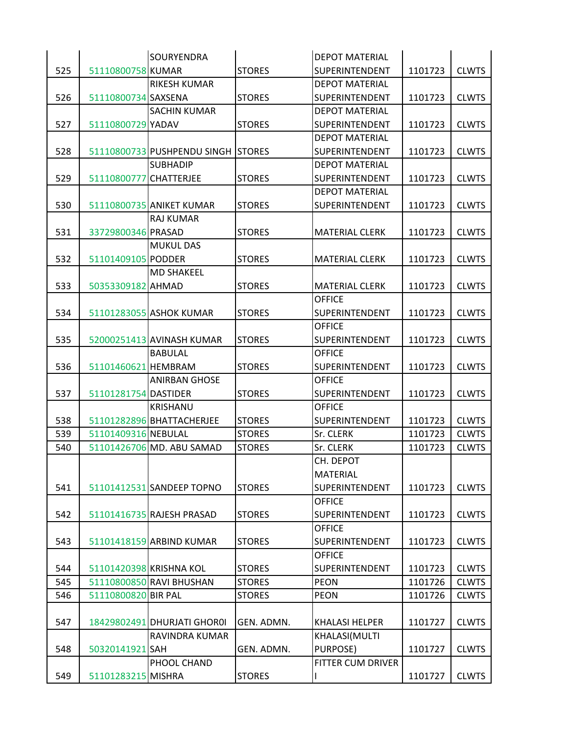| | | | | | | |
|---|---|---|---|---|---|---|
| 525 | 51110800758 | SOURYENDRA KUMAR | STORES | DEPOT MATERIAL SUPERINTENDENT | 1101723 | CLWTS |
| 526 | 51110800734 | RIKESH KUMAR SAXSENA | STORES | DEPOT MATERIAL SUPERINTENDENT | 1101723 | CLWTS |
| 527 | 51110800729 | SACHIN KUMAR YADAV | STORES | DEPOT MATERIAL SUPERINTENDENT | 1101723 | CLWTS |
| 528 | 51110800733 | PUSHPENDU SINGH | STORES | DEPOT MATERIAL SUPERINTENDENT | 1101723 | CLWTS |
| 529 | 51110800777 | SUBHADIP CHATTERJEE | STORES | DEPOT MATERIAL SUPERINTENDENT | 1101723 | CLWTS |
| 530 | 51110800735 | ANIKET KUMAR | STORES | DEPOT MATERIAL SUPERINTENDENT | 1101723 | CLWTS |
| 531 | 33729800346 | RAJ KUMAR PRASAD | STORES | MATERIAL CLERK | 1101723 | CLWTS |
| 532 | 51101409105 | MUKUL DAS PODDER | STORES | MATERIAL CLERK | 1101723 | CLWTS |
| 533 | 50353309182 | MD SHAKEEL AHMAD | STORES | MATERIAL CLERK | 1101723 | CLWTS |
| 534 | 51101283055 | ASHOK KUMAR | STORES | OFFICE SUPERINTENDENT | 1101723 | CLWTS |
| 535 | 52000251413 | AVINASH KUMAR | STORES | OFFICE SUPERINTENDENT | 1101723 | CLWTS |
| 536 | 51101460621 | BABULAL HEMBRAM | STORES | OFFICE SUPERINTENDENT | 1101723 | CLWTS |
| 537 | 51101281754 | ANIRBAN GHOSE DASTIDER | STORES | OFFICE SUPERINTENDENT | 1101723 | CLWTS |
| 538 | 51101282896 | KRISHANU BHATTACHERJEE | STORES | OFFICE SUPERINTENDENT | 1101723 | CLWTS |
| 539 | 51101409316 | NEBULAL | STORES | Sr. CLERK | 1101723 | CLWTS |
| 540 | 51101426706 | MD. ABU SAMAD | STORES | Sr. CLERK | 1101723 | CLWTS |
| 541 | 51101412531 | SANDEEP TOPNO | STORES | CH. DEPOT MATERIAL SUPERINTENDENT | 1101723 | CLWTS |
| 542 | 51101416735 | RAJESH PRASAD | STORES | OFFICE SUPERINTENDENT | 1101723 | CLWTS |
| 543 | 51101418159 | ARBIND KUMAR | STORES | OFFICE SUPERINTENDENT | 1101723 | CLWTS |
| 544 | 51101420398 | KRISHNA KOL | STORES | OFFICE SUPERINTENDENT | 1101723 | CLWTS |
| 545 | 51110800850 | RAVI BHUSHAN | STORES | PEON | 1101726 | CLWTS |
| 546 | 51110800820 | BIR PAL | STORES | PEON | 1101726 | CLWTS |
| 547 | 18429802491 | DHURJATI GHOR0I | GEN. ADMN. | KHALASI HELPER | 1101727 | CLWTS |
| 548 | 50320141921 | RAVINDRA KUMAR SAH | GEN. ADMN. | KHALASI(MULTI PURPOSE) | 1101727 | CLWTS |
| 549 | 51101283215 | PHOOL CHAND MISHRA | STORES | FITTER CUM DRIVER I | 1101727 | CLWTS |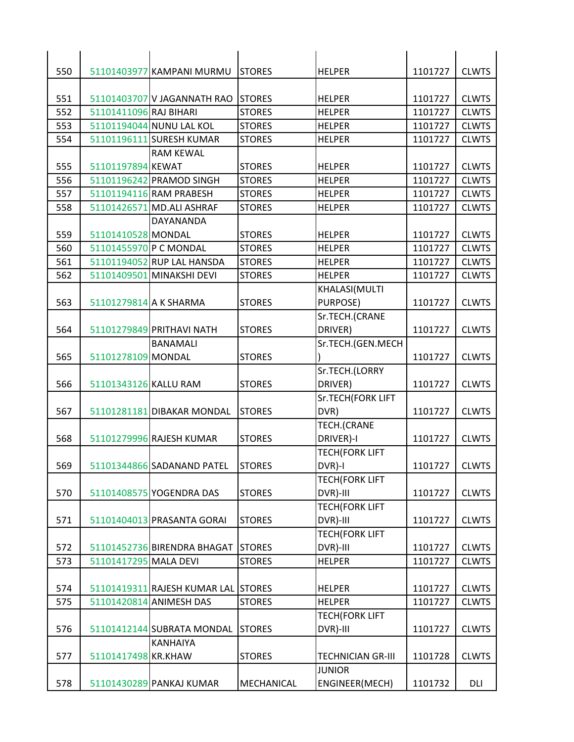| | | | | | | |
|---|---|---|---|---|---|---|
| 550 | 51101403977 | KAMPANI MURMU | STORES | HELPER | 1101727 | CLWTS |
| 551 | 51101403707 | V JAGANNATH RAO | STORES | HELPER | 1101727 | CLWTS |
| 552 | 51101411096 | RAJ BIHARI | STORES | HELPER | 1101727 | CLWTS |
| 553 | 51101194044 | NUNU LAL KOL | STORES | HELPER | 1101727 | CLWTS |
| 554 | 51101196111 | SURESH KUMAR | STORES | HELPER | 1101727 | CLWTS |
| 555 | 51101197894 | RAM KEWAL KEWAT | STORES | HELPER | 1101727 | CLWTS |
| 556 | 51101196242 | PRAMOD SINGH | STORES | HELPER | 1101727 | CLWTS |
| 557 | 51101194116 | RAM PRABESH | STORES | HELPER | 1101727 | CLWTS |
| 558 | 51101426571 | MD.ALI ASHRAF | STORES | HELPER | 1101727 | CLWTS |
| 559 | 51101410528 | DAYANANDA MONDAL | STORES | HELPER | 1101727 | CLWTS |
| 560 | 51101455970 | P C MONDAL | STORES | HELPER | 1101727 | CLWTS |
| 561 | 51101194052 | RUP LAL HANSDA | STORES | HELPER | 1101727 | CLWTS |
| 562 | 51101409501 | MINAKSHI DEVI | STORES | HELPER | 1101727 | CLWTS |
| 563 | 51101279814 | A K SHARMA | STORES | KHALASI(MULTI PURPOSE) | 1101727 | CLWTS |
| 564 | 51101279849 | PRITHAVI NATH | STORES | Sr.TECH.(CRANE DRIVER) | 1101727 | CLWTS |
| 565 | 51101278109 | BANAMALI MONDAL | STORES | Sr.TECH.(GEN.MECH) | 1101727 | CLWTS |
| 566 | 51101343126 | KALLU RAM | STORES | Sr.TECH.(LORRY DRIVER) | 1101727 | CLWTS |
| 567 | 51101281181 | DIBAKAR MONDAL | STORES | Sr.TECH(FORK LIFT DVR) | 1101727 | CLWTS |
| 568 | 51101279996 | RAJESH KUMAR | STORES | TECH.(CRANE DRIVER)-I | 1101727 | CLWTS |
| 569 | 51101344866 | SADANAND PATEL | STORES | TECH(FORK LIFT DVR)-I | 1101727 | CLWTS |
| 570 | 51101408575 | YOGENDRA DAS | STORES | TECH(FORK LIFT DVR)-III | 1101727 | CLWTS |
| 571 | 51101404013 | PRASANTA GORAI | STORES | TECH(FORK LIFT DVR)-III | 1101727 | CLWTS |
| 572 | 51101452736 | BIRENDRA BHAGAT | STORES | TECH(FORK LIFT DVR)-III | 1101727 | CLWTS |
| 573 | 51101417295 | MALA DEVI | STORES | HELPER | 1101727 | CLWTS |
| 574 | 51101419311 | RAJESH KUMAR LAL | STORES | HELPER | 1101727 | CLWTS |
| 575 | 51101420814 | ANIMESH DAS | STORES | HELPER | 1101727 | CLWTS |
| 576 | 51101412144 | SUBRATA MONDAL | STORES | TECH(FORK LIFT DVR)-III | 1101727 | CLWTS |
| 577 | 51101417498 | KANHAIYA KR.KHAW | STORES | TECHNICIAN GR-III | 1101728 | CLWTS |
| 578 | 51101430289 | PANKAJ KUMAR | MECHANICAL | JUNIOR ENGINEER(MECH) | 1101732 | DLI |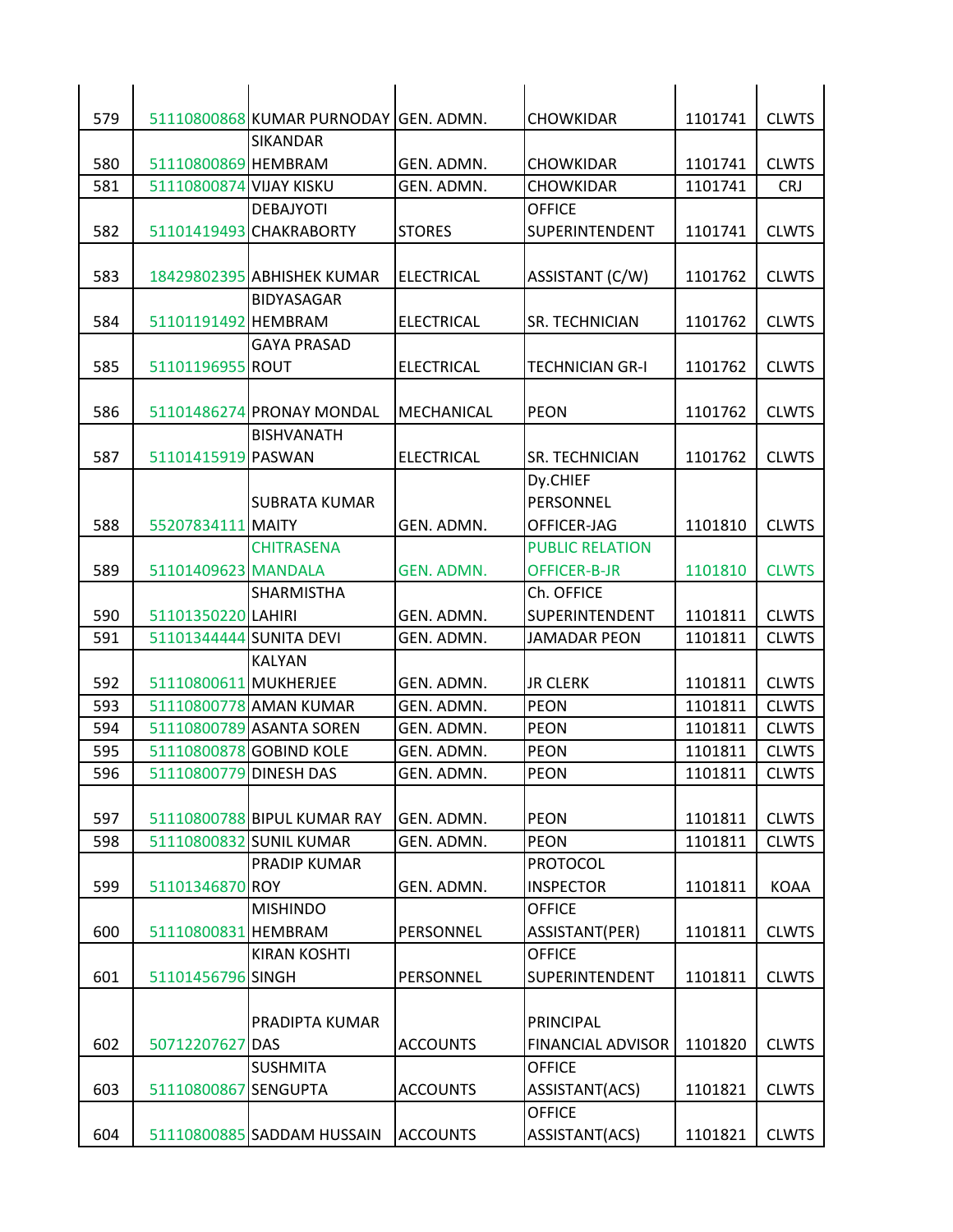| | | | | | | |
|---|---|---|---|---|---|---|
| 579 | 51110800868 | KUMAR PURNODAY | GEN. ADMN. | CHOWKIDAR | 1101741 | CLWTS |
| 580 | 51110800869 | SIKANDAR HEMBRAM | GEN. ADMN. | CHOWKIDAR | 1101741 | CLWTS |
| 581 | 51110800874 | VIJAY KISKU | GEN. ADMN. | CHOWKIDAR | 1101741 | CRJ |
| 582 | 51101419493 | DEBAJYOTI CHAKRABORTY | STORES | OFFICE SUPERINTENDENT | 1101741 | CLWTS |
| 583 | 18429802395 | ABHISHEK KUMAR | ELECTRICAL | ASSISTANT (C/W) | 1101762 | CLWTS |
| 584 | 51101191492 | BIDYASAGAR HEMBRAM | ELECTRICAL | SR. TECHNICIAN | 1101762 | CLWTS |
| 585 | 51101196955 | GAYA PRASAD ROUT | ELECTRICAL | TECHNICIAN GR-I | 1101762 | CLWTS |
| 586 | 51101486274 | PRONAY MONDAL | MECHANICAL | PEON | 1101762 | CLWTS |
| 587 | 51101415919 | BISHVANATH PASWAN | ELECTRICAL | SR. TECHNICIAN | 1101762 | CLWTS |
| 588 | 55207834111 | SUBRATA KUMAR MAITY | GEN. ADMN. | Dy.CHIEF PERSONNEL OFFICER-JAG | 1101810 | CLWTS |
| 589 | 51101409623 | CHITRASENA MANDALA | GEN. ADMN. | PUBLIC RELATION OFFICER-B-JR | 1101810 | CLWTS |
| 590 | 51101350220 | SHARMISTHA LAHIRI | GEN. ADMN. | Ch. OFFICE SUPERINTENDENT | 1101811 | CLWTS |
| 591 | 51101344444 | SUNITA DEVI | GEN. ADMN. | JAMADAR PEON | 1101811 | CLWTS |
| 592 | 51110800611 | KALYAN MUKHERJEE | GEN. ADMN. | JR CLERK | 1101811 | CLWTS |
| 593 | 51110800778 | AMAN KUMAR | GEN. ADMN. | PEON | 1101811 | CLWTS |
| 594 | 51110800789 | ASANTA SOREN | GEN. ADMN. | PEON | 1101811 | CLWTS |
| 595 | 51110800878 | GOBIND KOLE | GEN. ADMN. | PEON | 1101811 | CLWTS |
| 596 | 51110800779 | DINESH DAS | GEN. ADMN. | PEON | 1101811 | CLWTS |
| 597 | 51110800788 | BIPUL KUMAR RAY | GEN. ADMN. | PEON | 1101811 | CLWTS |
| 598 | 51110800832 | SUNIL KUMAR | GEN. ADMN. | PEON | 1101811 | CLWTS |
| 599 | 51101346870 | PRADIP KUMAR ROY | GEN. ADMN. | PROTOCOL INSPECTOR | 1101811 | KOAA |
| 600 | 51110800831 | MISHINDO HEMBRAM | PERSONNEL | OFFICE ASSISTANT(PER) | 1101811 | CLWTS |
| 601 | 51101456796 | KIRAN KOSHTI SINGH | PERSONNEL | OFFICE SUPERINTENDENT | 1101811 | CLWTS |
| 602 | 50712207627 | PRADIPTA KUMAR DAS | ACCOUNTS | PRINCIPAL FINANCIAL ADVISOR | 1101820 | CLWTS |
| 603 | 51110800867 | SUSHMITA SENGUPTA | ACCOUNTS | OFFICE ASSISTANT(ACS) | 1101821 | CLWTS |
| 604 | 51110800885 | SADDAM HUSSAIN | ACCOUNTS | OFFICE ASSISTANT(ACS) | 1101821 | CLWTS |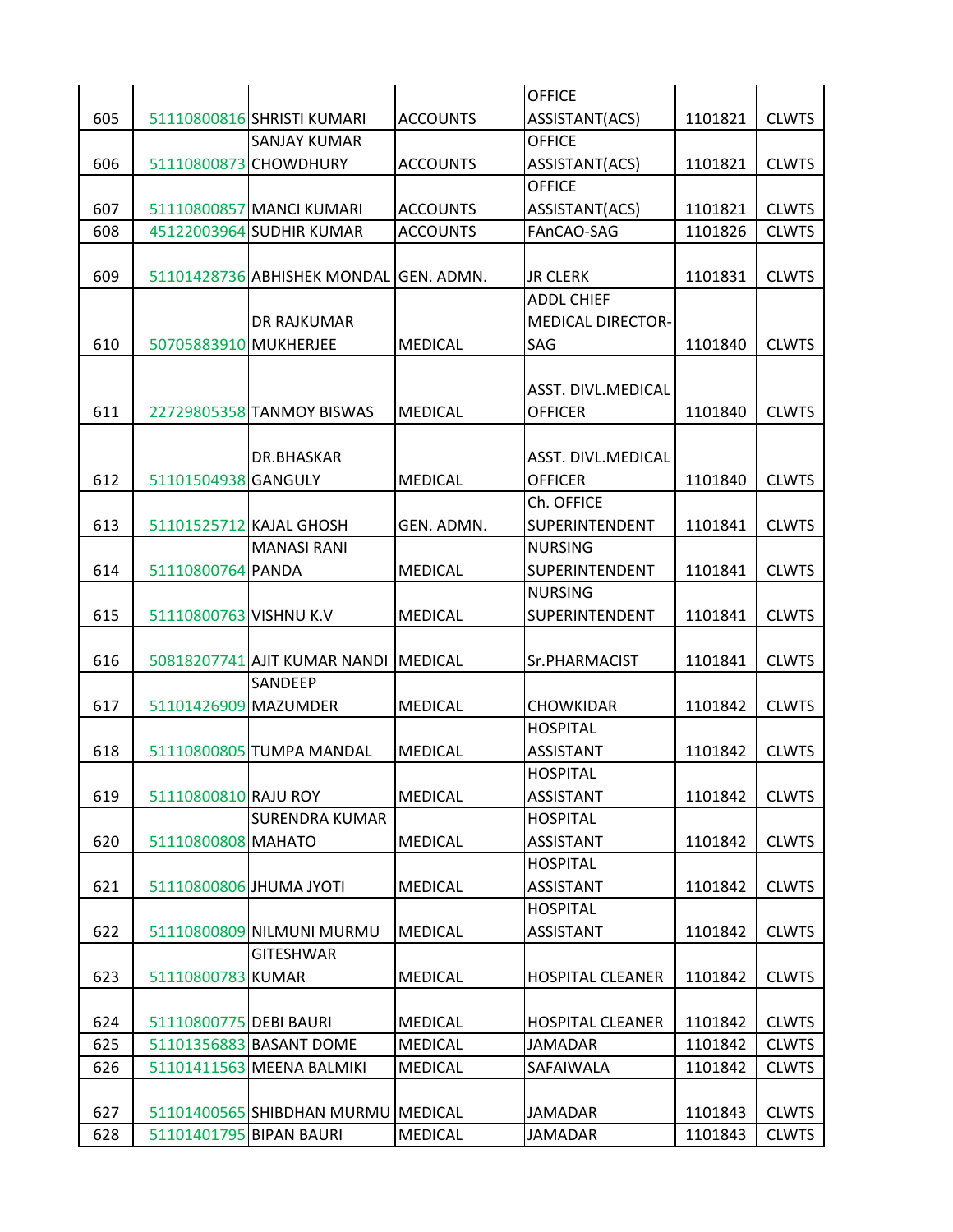| | | | | | | |
|---|---|---|---|---|---|---|
| 605 | 51110800816 | SHRISTI KUMARI | ACCOUNTS | OFFICE ASSISTANT(ACS) | 1101821 | CLWTS |
| 606 | 51110800873 | SANJAY KUMAR CHOWDHURY | ACCOUNTS | OFFICE ASSISTANT(ACS) | 1101821 | CLWTS |
| 607 | 51110800857 | MANCI KUMARI | ACCOUNTS | OFFICE ASSISTANT(ACS) | 1101821 | CLWTS |
| 608 | 45122003964 | SUDHIR KUMAR | ACCOUNTS | FAnCAO-SAG | 1101826 | CLWTS |
| 609 | 51101428736 | ABHISHEK MONDAL | GEN. ADMN. | JR CLERK | 1101831 | CLWTS |
| 610 | 50705883910 | DR RAJKUMAR MUKHERJEE | MEDICAL | ADDL CHIEF MEDICAL DIRECTOR-SAG | 1101840 | CLWTS |
| 611 | 22729805358 | TANMOY BISWAS | MEDICAL | ASST. DIVL.MEDICAL OFFICER | 1101840 | CLWTS |
| 612 | 51101504938 | DR.BHASKAR GANGULY | MEDICAL | ASST. DIVL.MEDICAL OFFICER | 1101840 | CLWTS |
| 613 | 51101525712 | KAJAL GHOSH | GEN. ADMN. | Ch. OFFICE SUPERINTENDENT | 1101841 | CLWTS |
| 614 | 51110800764 | MANASI RANI PANDA | MEDICAL | NURSING SUPERINTENDENT | 1101841 | CLWTS |
| 615 | 51110800763 | VISHNU K.V | MEDICAL | NURSING SUPERINTENDENT | 1101841 | CLWTS |
| 616 | 50818207741 | AJIT KUMAR NANDI | MEDICAL | Sr.PHARMACIST | 1101841 | CLWTS |
| 617 | 51101426909 | SANDEEP MAZUMDER | MEDICAL | CHOWKIDAR | 1101842 | CLWTS |
| 618 | 51110800805 | TUMPA MANDAL | MEDICAL | HOSPITAL ASSISTANT | 1101842 | CLWTS |
| 619 | 51110800810 | RAJU ROY | MEDICAL | HOSPITAL ASSISTANT | 1101842 | CLWTS |
| 620 | 51110800808 | SURENDRA KUMAR MAHATO | MEDICAL | HOSPITAL ASSISTANT | 1101842 | CLWTS |
| 621 | 51110800806 | JHUMA JYOTI | MEDICAL | HOSPITAL ASSISTANT | 1101842 | CLWTS |
| 622 | 51110800809 | NILMUNI MURMU | MEDICAL | HOSPITAL ASSISTANT | 1101842 | CLWTS |
| 623 | 51110800783 | GITESHWAR KUMAR | MEDICAL | HOSPITAL CLEANER | 1101842 | CLWTS |
| 624 | 51110800775 | DEBI BAURI | MEDICAL | HOSPITAL CLEANER | 1101842 | CLWTS |
| 625 | 51101356883 | BASANT DOME | MEDICAL | JAMADAR | 1101842 | CLWTS |
| 626 | 51101411563 | MEENA BALMIKI | MEDICAL | SAFAIWALA | 1101842 | CLWTS |
| 627 | 51101400565 | SHIBDHAN MURMU | MEDICAL | JAMADAR | 1101843 | CLWTS |
| 628 | 51101401795 | BIPAN BAURI | MEDICAL | JAMADAR | 1101843 | CLWTS |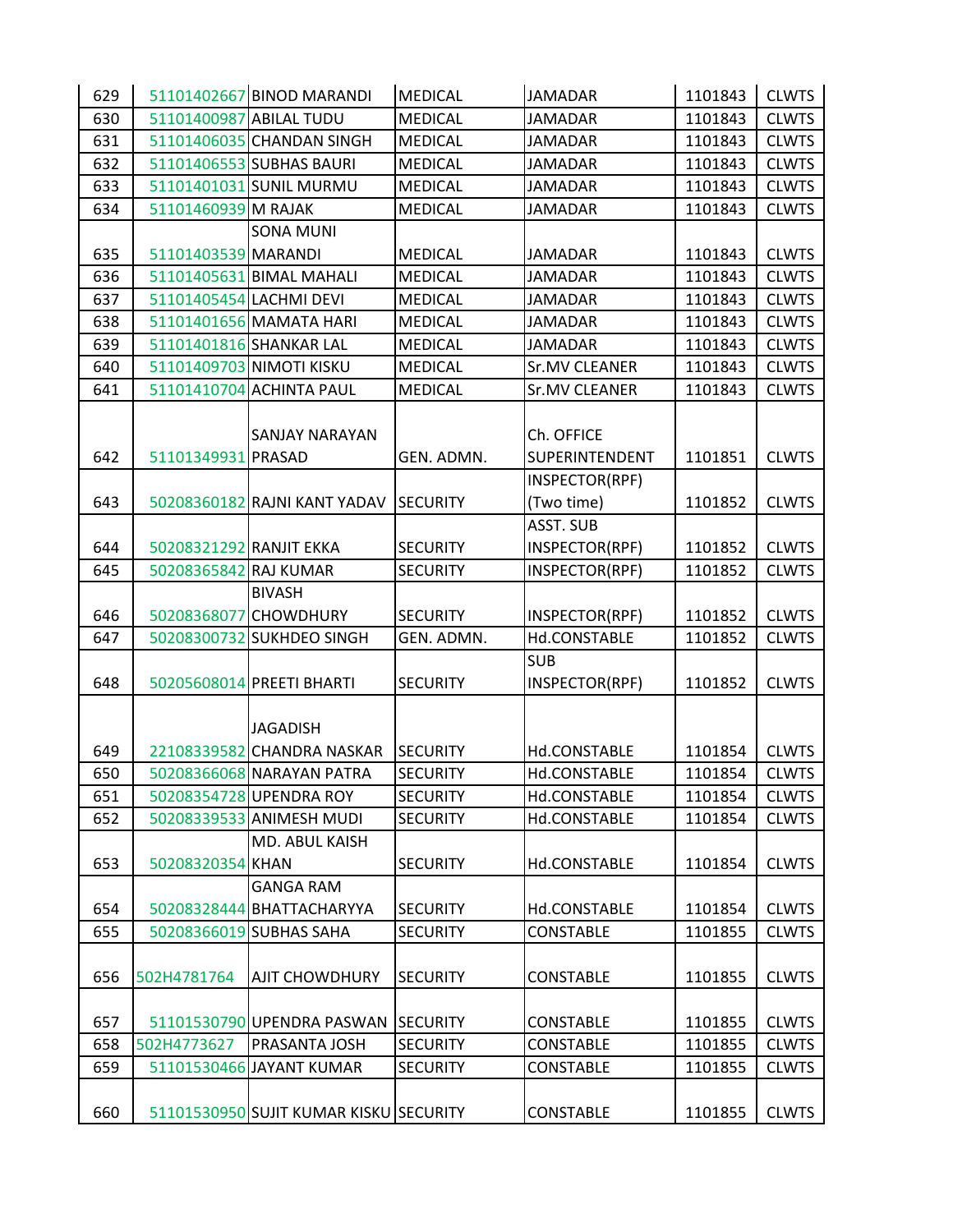| 629 | 51101402667 | BINOD MARANDI | MEDICAL | JAMADAR | 1101843 | CLWTS |
|---|---|---|---|---|---|---|
| 630 | 51101400987 | ABILAL TUDU | MEDICAL | JAMADAR | 1101843 | CLWTS |
| 631 | 51101406035 | CHANDAN SINGH | MEDICAL | JAMADAR | 1101843 | CLWTS |
| 632 | 51101406553 | SUBHAS BAURI | MEDICAL | JAMADAR | 1101843 | CLWTS |
| 633 | 51101401031 | SUNIL MURMU | MEDICAL | JAMADAR | 1101843 | CLWTS |
| 634 | 51101460939 | M RAJAK | MEDICAL | JAMADAR | 1101843 | CLWTS |
| 635 | 51101403539 | SONA MUNI MARANDI | MEDICAL | JAMADAR | 1101843 | CLWTS |
| 636 | 51101405631 | BIMAL MAHALI | MEDICAL | JAMADAR | 1101843 | CLWTS |
| 637 | 51101405454 | LACHMI DEVI | MEDICAL | JAMADAR | 1101843 | CLWTS |
| 638 | 51101401656 | MAMATA HARI | MEDICAL | JAMADAR | 1101843 | CLWTS |
| 639 | 51101401816 | SHANKAR LAL | MEDICAL | JAMADAR | 1101843 | CLWTS |
| 640 | 51101409703 | NIMOTI KISKU | MEDICAL | Sr.MV CLEANER | 1101843 | CLWTS |
| 641 | 51101410704 | ACHINTA PAUL | MEDICAL | Sr.MV CLEANER | 1101843 | CLWTS |
| 642 | 51101349931 | SANJAY NARAYAN PRASAD | GEN. ADMN. | Ch. OFFICE SUPERINTENDENT | 1101851 | CLWTS |
| 643 | 50208360182 | RAJNI KANT YADAV | SECURITY | INSPECTOR(RPF) (Two time) | 1101852 | CLWTS |
| 644 | 50208321292 | RANJIT EKKA | SECURITY | ASST. SUB INSPECTOR(RPF) | 1101852 | CLWTS |
| 645 | 50208365842 | RAJ KUMAR | SECURITY | INSPECTOR(RPF) | 1101852 | CLWTS |
| 646 | 50208368077 | BIVASH CHOWDHURY | SECURITY | INSPECTOR(RPF) | 1101852 | CLWTS |
| 647 | 50208300732 | SUKHDEO SINGH | GEN. ADMN. | Hd.CONSTABLE | 1101852 | CLWTS |
| 648 | 50205608014 | PREETI BHARTI | SECURITY | SUB INSPECTOR(RPF) | 1101852 | CLWTS |
| 649 | 22108339582 | JAGADISH CHANDRA NASKAR | SECURITY | Hd.CONSTABLE | 1101854 | CLWTS |
| 650 | 50208366068 | NARAYAN PATRA | SECURITY | Hd.CONSTABLE | 1101854 | CLWTS |
| 651 | 50208354728 | UPENDRA ROY | SECURITY | Hd.CONSTABLE | 1101854 | CLWTS |
| 652 | 50208339533 | ANIMESH MUDI | SECURITY | Hd.CONSTABLE | 1101854 | CLWTS |
| 653 | 50208320354 | MD. ABUL KAISH KHAN | SECURITY | Hd.CONSTABLE | 1101854 | CLWTS |
| 654 | 50208328444 | GANGA RAM BHATTACHARYYA | SECURITY | Hd.CONSTABLE | 1101854 | CLWTS |
| 655 | 50208366019 | SUBHAS SAHA | SECURITY | CONSTABLE | 1101855 | CLWTS |
| 656 | 502H4781764 | AJIT CHOWDHURY | SECURITY | CONSTABLE | 1101855 | CLWTS |
| 657 | 51101530790 | UPENDRA PASWAN | SECURITY | CONSTABLE | 1101855 | CLWTS |
| 658 | 502H4773627 | PRASANTA JOSH | SECURITY | CONSTABLE | 1101855 | CLWTS |
| 659 | 51101530466 | JAYANT KUMAR | SECURITY | CONSTABLE | 1101855 | CLWTS |
| 660 | 51101530950 | SUJIT KUMAR KISKU | SECURITY | CONSTABLE | 1101855 | CLWTS |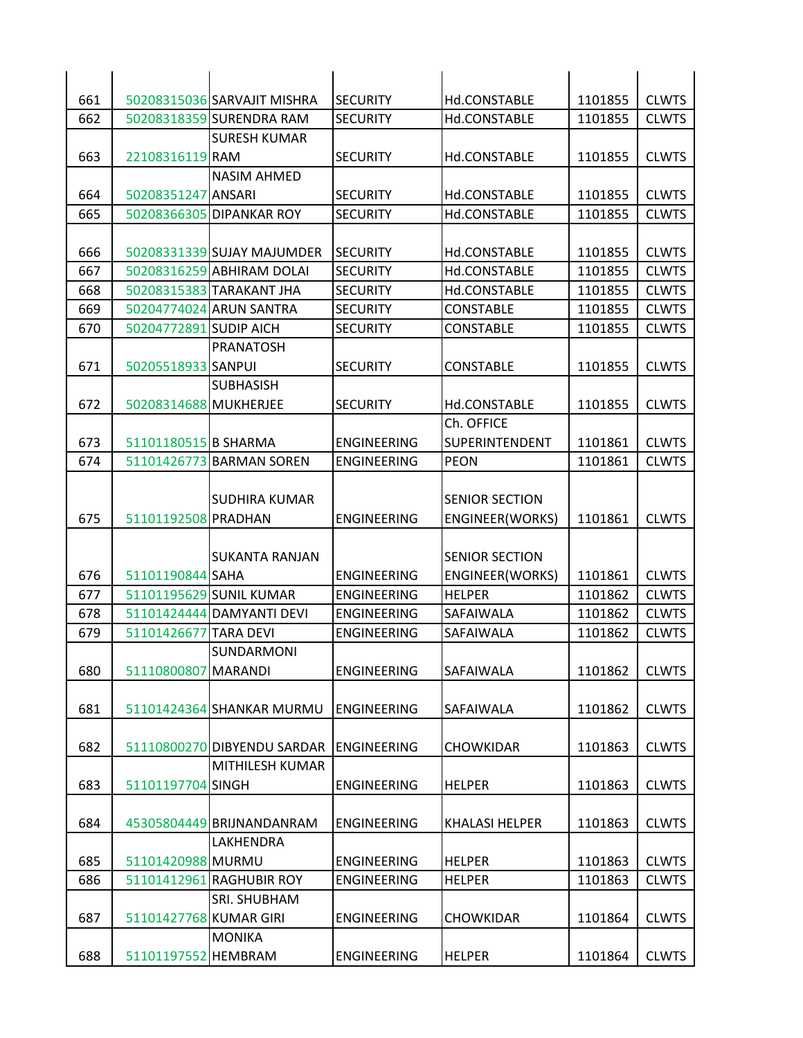| | | | | | | |
|---|---|---|---|---|---|---|
| 661 | 50208315036 | SARVAJIT MISHRA | SECURITY | Hd.CONSTABLE | 1101855 | CLWTS |
| 662 | 50208318359 | SURENDRA RAM | SECURITY | Hd.CONSTABLE | 1101855 | CLWTS |
| 663 | 22108316119 | SURESH KUMAR RAM | SECURITY | Hd.CONSTABLE | 1101855 | CLWTS |
| 664 | 50208351247 | NASIM AHMED ANSARI | SECURITY | Hd.CONSTABLE | 1101855 | CLWTS |
| 665 | 50208366305 | DIPANKAR ROY | SECURITY | Hd.CONSTABLE | 1101855 | CLWTS |
| 666 | 50208331339 | SUJAY MAJUMDER | SECURITY | Hd.CONSTABLE | 1101855 | CLWTS |
| 667 | 50208316259 | ABHIRAM DOLAI | SECURITY | Hd.CONSTABLE | 1101855 | CLWTS |
| 668 | 50208315383 | TARAKANT JHA | SECURITY | Hd.CONSTABLE | 1101855 | CLWTS |
| 669 | 50204774024 | ARUN SANTRA | SECURITY | CONSTABLE | 1101855 | CLWTS |
| 670 | 50204772891 | SUDIP AICH | SECURITY | CONSTABLE | 1101855 | CLWTS |
| 671 | 50205518933 | PRANATOSH SANPUI | SECURITY | CONSTABLE | 1101855 | CLWTS |
| 672 | 50208314688 | SUBHASISH MUKHERJEE | SECURITY | Hd.CONSTABLE | 1101855 | CLWTS |
| 673 | 51101180515 | B SHARMA | ENGINEERING | Ch. OFFICE SUPERINTENDENT | 1101861 | CLWTS |
| 674 | 51101426773 | BARMAN SOREN | ENGINEERING | PEON | 1101861 | CLWTS |
| 675 | 51101192508 | SUDHIRA KUMAR PRADHAN | ENGINEERING | SENIOR SECTION ENGINEER(WORKS) | 1101861 | CLWTS |
| 676 | 51101190844 | SUKANTA RANJAN SAHA | ENGINEERING | SENIOR SECTION ENGINEER(WORKS) | 1101861 | CLWTS |
| 677 | 51101195629 | SUNIL KUMAR | ENGINEERING | HELPER | 1101862 | CLWTS |
| 678 | 51101424444 | DAMYANTI DEVI | ENGINEERING | SAFAIWALA | 1101862 | CLWTS |
| 679 | 51101426677 | TARA DEVI | ENGINEERING | SAFAIWALA | 1101862 | CLWTS |
| 680 | 51110800807 | SUNDARMONI MARANDI | ENGINEERING | SAFAIWALA | 1101862 | CLWTS |
| 681 | 51101424364 | SHANKAR MURMU | ENGINEERING | SAFAIWALA | 1101862 | CLWTS |
| 682 | 51110800270 | DIBYENDU SARDAR | ENGINEERING | CHOWKIDAR | 1101863 | CLWTS |
| 683 | 51101197704 | MITHILESH KUMAR SINGH | ENGINEERING | HELPER | 1101863 | CLWTS |
| 684 | 45305804449 | BRIJNANDANRAM | ENGINEERING | KHALASI HELPER | 1101863 | CLWTS |
| 685 | 51101420988 | LAKHENDRA MURMU | ENGINEERING | HELPER | 1101863 | CLWTS |
| 686 | 51101412961 | RAGHUBIR ROY | ENGINEERING | HELPER | 1101863 | CLWTS |
| 687 | 51101427768 | SRI. SHUBHAM KUMAR GIRI | ENGINEERING | CHOWKIDAR | 1101864 | CLWTS |
| 688 | 51101197552 | MONIKA HEMBRAM | ENGINEERING | HELPER | 1101864 | CLWTS |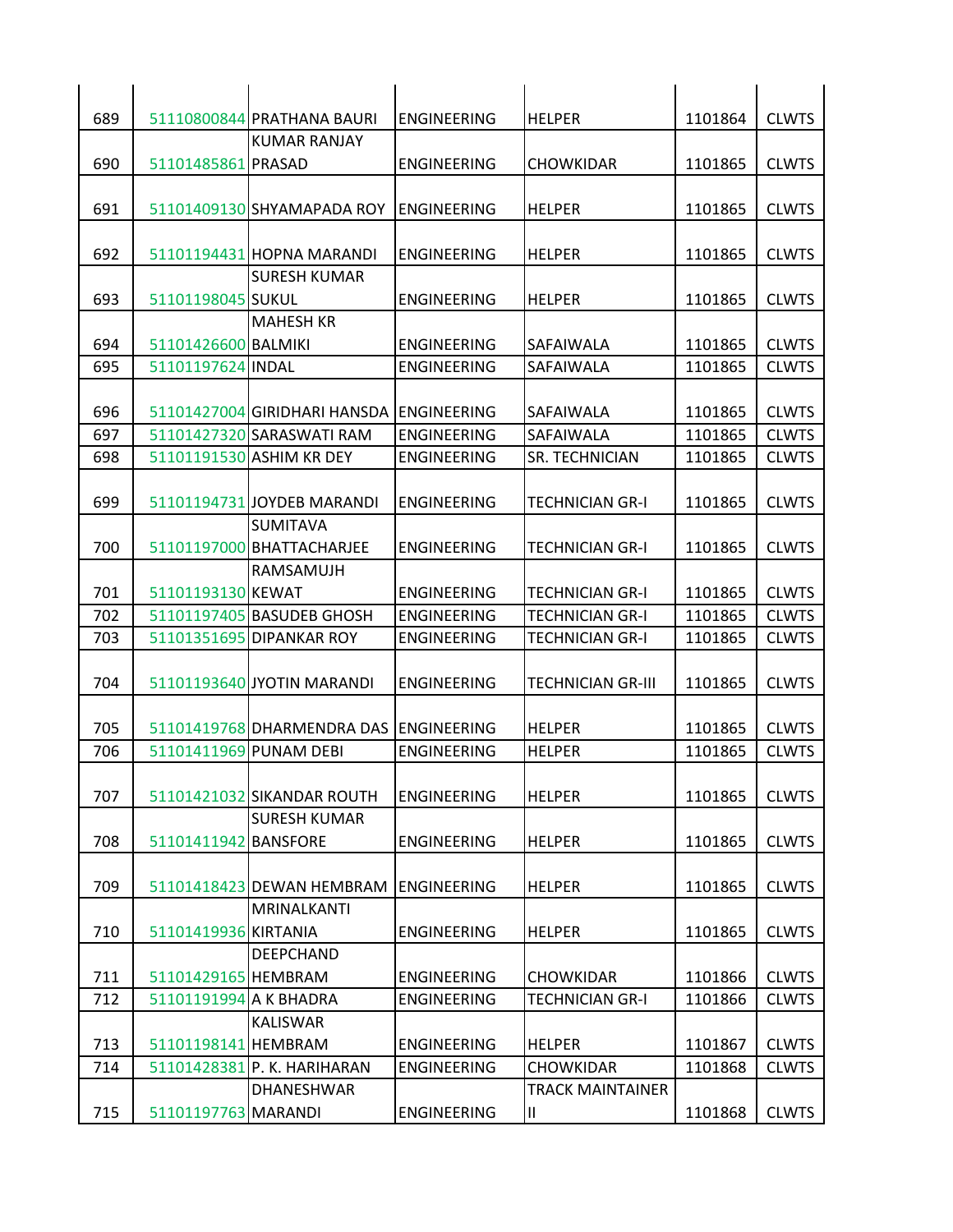| | | | | | | |
|---|---|---|---|---|---|---|
| 689 | 51110800844 | PRATHANA BAURI | ENGINEERING | HELPER | 1101864 | CLWTS |
| 690 | 51101485861 | KUMAR RANJAY PRASAD | ENGINEERING | CHOWKIDAR | 1101865 | CLWTS |
| 691 | 51101409130 | SHYAMAPADA ROY | ENGINEERING | HELPER | 1101865 | CLWTS |
| 692 | 51101194431 | HOPNA MARANDI | ENGINEERING | HELPER | 1101865 | CLWTS |
| 693 | 51101198045 | SURESH KUMAR SUKUL | ENGINEERING | HELPER | 1101865 | CLWTS |
| 694 | 51101426600 | MAHESH KR BALMIKI | ENGINEERING | SAFAIWALA | 1101865 | CLWTS |
| 695 | 51101197624 | INDAL | ENGINEERING | SAFAIWALA | 1101865 | CLWTS |
| 696 | 51101427004 | GIRIDHARI HANSDA | ENGINEERING | SAFAIWALA | 1101865 | CLWTS |
| 697 | 51101427320 | SARASWATI RAM | ENGINEERING | SAFAIWALA | 1101865 | CLWTS |
| 698 | 51101191530 | ASHIM KR DEY | ENGINEERING | SR. TECHNICIAN | 1101865 | CLWTS |
| 699 | 51101194731 | JOYDEB MARANDI | ENGINEERING | TECHNICIAN GR-I | 1101865 | CLWTS |
| 700 | 51101197000 | SUMITAVA BHATTACHARJEE | ENGINEERING | TECHNICIAN GR-I | 1101865 | CLWTS |
| 701 | 51101193130 | RAMSAMUJH KEWAT | ENGINEERING | TECHNICIAN GR-I | 1101865 | CLWTS |
| 702 | 51101197405 | BASUDEB GHOSH | ENGINEERING | TECHNICIAN GR-I | 1101865 | CLWTS |
| 703 | 51101351695 | DIPANKAR ROY | ENGINEERING | TECHNICIAN GR-I | 1101865 | CLWTS |
| 704 | 51101193640 | JYOTIN MARANDI | ENGINEERING | TECHNICIAN GR-III | 1101865 | CLWTS |
| 705 | 51101419768 | DHARMENDRA DAS | ENGINEERING | HELPER | 1101865 | CLWTS |
| 706 | 51101411969 | PUNAM DEBI | ENGINEERING | HELPER | 1101865 | CLWTS |
| 707 | 51101421032 | SIKANDAR ROUTH | ENGINEERING | HELPER | 1101865 | CLWTS |
| 708 | 51101411942 | SURESH KUMAR BANSFORE | ENGINEERING | HELPER | 1101865 | CLWTS |
| 709 | 51101418423 | DEWAN HEMBRAM | ENGINEERING | HELPER | 1101865 | CLWTS |
| 710 | 51101419936 | MRINALKANTI KIRTANIA | ENGINEERING | HELPER | 1101865 | CLWTS |
| 711 | 51101429165 | DEEPCHAND HEMBRAM | ENGINEERING | CHOWKIDAR | 1101866 | CLWTS |
| 712 | 51101191994 | A K BHADRA | ENGINEERING | TECHNICIAN GR-I | 1101866 | CLWTS |
| 713 | 51101198141 | KALISWAR HEMBRAM | ENGINEERING | HELPER | 1101867 | CLWTS |
| 714 | 51101428381 | P. K. HARIHARAN | ENGINEERING | CHOWKIDAR | 1101868 | CLWTS |
| 715 | 51101197763 | DHANESHWAR MARANDI | ENGINEERING | TRACK MAINTAINER II | 1101868 | CLWTS |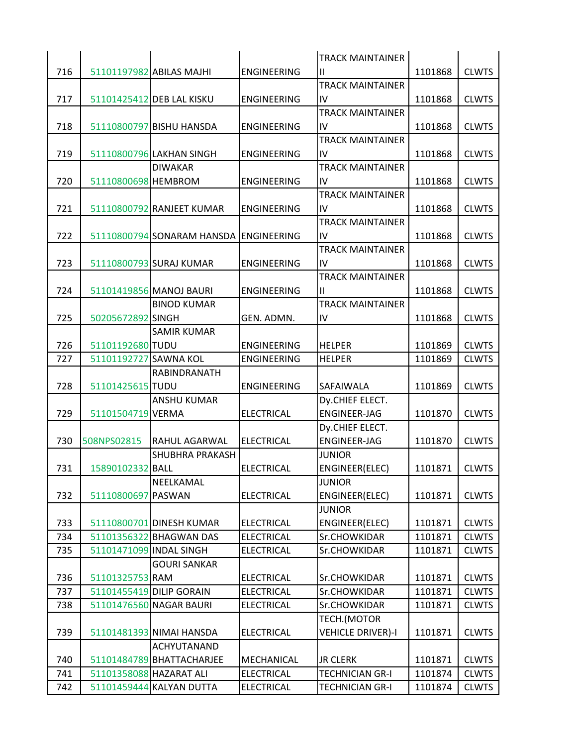| | | | | | | |
|---|---|---|---|---|---|---|
| 716 | 51101197982 | ABILAS MAJHI | ENGINEERING | TRACK MAINTAINER II | 1101868 | CLWTS |
| 717 | 51101425412 | DEB LAL KISKU | ENGINEERING | TRACK MAINTAINER IV | 1101868 | CLWTS |
| 718 | 51110800797 | BISHU HANSDA | ENGINEERING | TRACK MAINTAINER IV | 1101868 | CLWTS |
| 719 | 51110800796 | LAKHAN SINGH | ENGINEERING | TRACK MAINTAINER IV | 1101868 | CLWTS |
| 720 | 51110800698 | DIWAKAR HEMBROM | ENGINEERING | TRACK MAINTAINER IV | 1101868 | CLWTS |
| 721 | 51110800792 | RANJEET KUMAR | ENGINEERING | TRACK MAINTAINER IV | 1101868 | CLWTS |
| 722 | 51110800794 | SONARAM HANSDA | ENGINEERING | TRACK MAINTAINER IV | 1101868 | CLWTS |
| 723 | 51110800793 | SURAJ KUMAR | ENGINEERING | TRACK MAINTAINER IV | 1101868 | CLWTS |
| 724 | 51101419856 | MANOJ BAURI | ENGINEERING | TRACK MAINTAINER II | 1101868 | CLWTS |
| 725 | 50205672892 | BINOD KUMAR SINGH | GEN. ADMN. | TRACK MAINTAINER IV | 1101868 | CLWTS |
| 726 | 51101192680 | SAMIR KUMAR TUDU | ENGINEERING | HELPER | 1101869 | CLWTS |
| 727 | 51101192727 | SAWNA KOL | ENGINEERING | HELPER | 1101869 | CLWTS |
| 728 | 51101425615 | RABINDRANATH TUDU | ENGINEERING | SAFAIWALA | 1101869 | CLWTS |
| 729 | 51101504719 | ANSHU KUMAR VERMA | ELECTRICAL | Dy.CHIEF ELECT. ENGINEER-JAG | 1101870 | CLWTS |
| 730 | 508NPS02815 | RAHUL AGARWAL | ELECTRICAL | Dy.CHIEF ELECT. ENGINEER-JAG | 1101870 | CLWTS |
| 731 | 15890102332 | SHUBHRA PRAKASH BALL | ELECTRICAL | JUNIOR ENGINEER(ELEC) | 1101871 | CLWTS |
| 732 | 51110800697 | NEELKAMAL PASWAN | ELECTRICAL | JUNIOR ENGINEER(ELEC) | 1101871 | CLWTS |
| 733 | 51110800701 | DINESH KUMAR | ELECTRICAL | JUNIOR ENGINEER(ELEC) | 1101871 | CLWTS |
| 734 | 51101356322 | BHAGWAN DAS | ELECTRICAL | Sr.CHOWKIDAR | 1101871 | CLWTS |
| 735 | 51101471099 | INDAL SINGH | ELECTRICAL | Sr.CHOWKIDAR | 1101871 | CLWTS |
| 736 | 51101325753 | GOURI SANKAR RAM | ELECTRICAL | Sr.CHOWKIDAR | 1101871 | CLWTS |
| 737 | 51101455419 | DILIP GORAIN | ELECTRICAL | Sr.CHOWKIDAR | 1101871 | CLWTS |
| 738 | 51101476560 | NAGAR BAURI | ELECTRICAL | Sr.CHOWKIDAR | 1101871 | CLWTS |
| 739 | 51101481393 | NIMAI HANSDA | ELECTRICAL | TECH.(MOTOR VEHICLE DRIVER)-I | 1101871 | CLWTS |
| 740 | 51101484789 | ACHYUTANAND BHATTACHARJEE | MECHANICAL | JR CLERK | 1101871 | CLWTS |
| 741 | 51101358088 | HAZARAT ALI | ELECTRICAL | TECHNICIAN GR-I | 1101874 | CLWTS |
| 742 | 51101459444 | KALYAN DUTTA | ELECTRICAL | TECHNICIAN GR-I | 1101874 | CLWTS |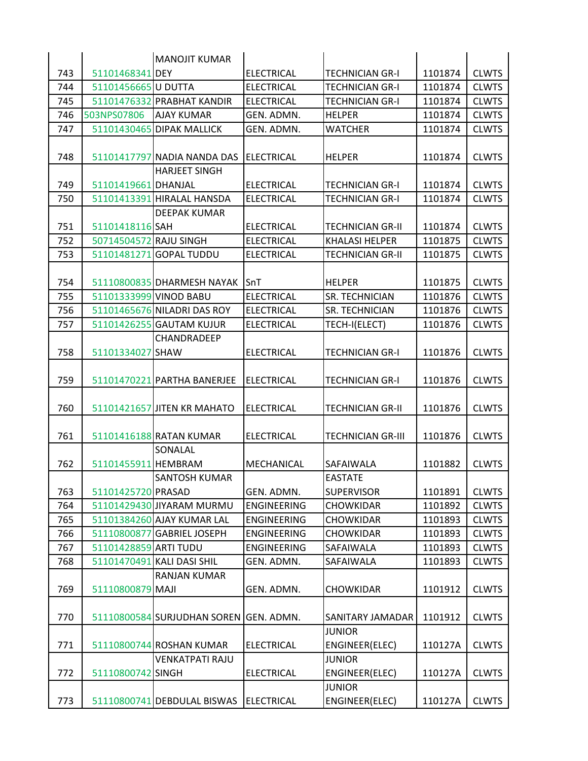| | | | | | | |
|---|---|---|---|---|---|---|
| 743 | 51101468341 | MANOJIT KUMAR DEY | ELECTRICAL | TECHNICIAN GR-I | 1101874 | CLWTS |
| 744 | 51101456665 | U DUTTA | ELECTRICAL | TECHNICIAN GR-I | 1101874 | CLWTS |
| 745 | 51101476332 | PRABHAT KANDIR | ELECTRICAL | TECHNICIAN GR-I | 1101874 | CLWTS |
| 746 | 503NPS07806 | AJAY KUMAR | GEN. ADMN. | HELPER | 1101874 | CLWTS |
| 747 | 51101430465 | DIPAK MALLICK | GEN. ADMN. | WATCHER | 1101874 | CLWTS |
| 748 | 51101417797 | NADIA NANDA DAS | ELECTRICAL | HELPER | 1101874 | CLWTS |
| 749 | 51101419661 | HARJEET SINGH DHANJAL | ELECTRICAL | TECHNICIAN GR-I | 1101874 | CLWTS |
| 750 | 51101413391 | HIRALAL HANSDA | ELECTRICAL | TECHNICIAN GR-I | 1101874 | CLWTS |
| 751 | 51101418116 | DEEPAK KUMAR SAH | ELECTRICAL | TECHNICIAN GR-II | 1101874 | CLWTS |
| 752 | 50714504572 | RAJU SINGH | ELECTRICAL | KHALASI HELPER | 1101875 | CLWTS |
| 753 | 51101481271 | GOPAL TUDDU | ELECTRICAL | TECHNICIAN GR-II | 1101875 | CLWTS |
| 754 | 51110800835 | DHARMESH NAYAK | SnT | HELPER | 1101875 | CLWTS |
| 755 | 51101333999 | VINOD BABU | ELECTRICAL | SR. TECHNICIAN | 1101876 | CLWTS |
| 756 | 51101465676 | NILADRI DAS ROY | ELECTRICAL | SR. TECHNICIAN | 1101876 | CLWTS |
| 757 | 51101426255 | GAUTAM KUJUR | ELECTRICAL | TECH-I(ELECT) | 1101876 | CLWTS |
| 758 | 51101334027 | CHANDRADEEP SHAW | ELECTRICAL | TECHNICIAN GR-I | 1101876 | CLWTS |
| 759 | 51101470221 | PARTHA BANERJEE | ELECTRICAL | TECHNICIAN GR-I | 1101876 | CLWTS |
| 760 | 51101421657 | JITEN KR MAHATO | ELECTRICAL | TECHNICIAN GR-II | 1101876 | CLWTS |
| 761 | 51101416188 | RATAN KUMAR | ELECTRICAL | TECHNICIAN GR-III | 1101876 | CLWTS |
| 762 | 51101455911 | SONALAL HEMBRAM | MECHANICAL | SAFAIWALA | 1101882 | CLWTS |
| 763 | 51101425720 | SANTOSH KUMAR PRASAD | GEN. ADMN. | EASTATE SUPERVISOR | 1101891 | CLWTS |
| 764 | 51101429430 | JIYARAM MURMU | ENGINEERING | CHOWKIDAR | 1101892 | CLWTS |
| 765 | 51101384260 | AJAY KUMAR LAL | ENGINEERING | CHOWKIDAR | 1101893 | CLWTS |
| 766 | 51110800877 | GABRIEL JOSEPH | ENGINEERING | CHOWKIDAR | 1101893 | CLWTS |
| 767 | 51101428859 | ARTI TUDU | ENGINEERING | SAFAIWALA | 1101893 | CLWTS |
| 768 | 51101470491 | KALI DASI SHIL | GEN. ADMN. | SAFAIWALA | 1101893 | CLWTS |
| 769 | 51110800879 | RANJAN KUMAR MAJI | GEN. ADMN. | CHOWKIDAR | 1101912 | CLWTS |
| 770 | 51110800584 | SURJUDHAN SOREN | GEN. ADMN. | SANITARY JAMADAR | 1101912 | CLWTS |
| 771 | 51110800744 | ROSHAN KUMAR | ELECTRICAL | JUNIOR ENGINEER(ELEC) | 110127A | CLWTS |
| 772 | 51110800742 | VENKATPATI RAJU SINGH | ELECTRICAL | JUNIOR ENGINEER(ELEC) | 110127A | CLWTS |
| 773 | 51110800741 | DEBDULAL BISWAS | ELECTRICAL | JUNIOR ENGINEER(ELEC) | 110127A | CLWTS |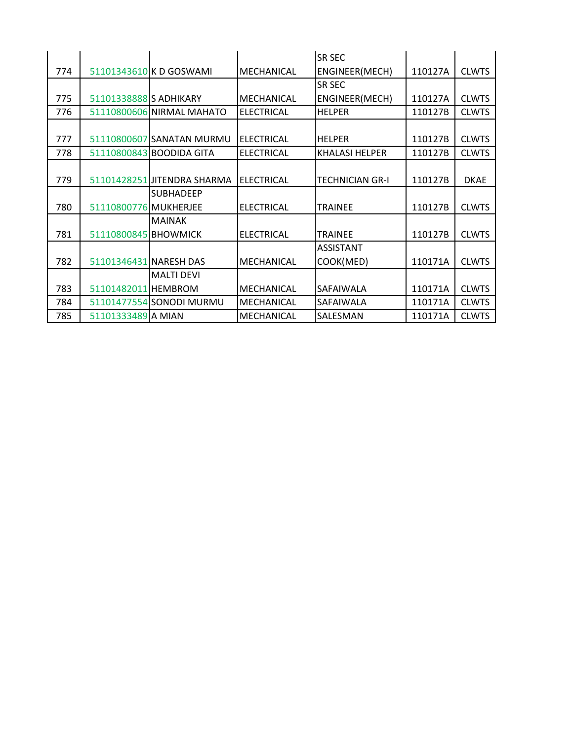| | | | | | | |
|---|---|---|---|---|---|---|
| 774 | 51101343610 | K D GOSWAMI | MECHANICAL | SR SEC ENGINEER(MECH) | 110127A | CLWTS |
| 775 | 51101338888 | S ADHIKARY | MECHANICAL | SR SEC ENGINEER(MECH) | 110127A | CLWTS |
| 776 | 51110800606 | NIRMAL MAHATO | ELECTRICAL | HELPER | 110127B | CLWTS |
| 777 | 51110800607 | SANATAN MURMU | ELECTRICAL | HELPER | 110127B | CLWTS |
| 778 | 51110800843 | BOODIDA GITA | ELECTRICAL | KHALASI HELPER | 110127B | CLWTS |
| 779 | 51101428251 | JITENDRA SHARMA | ELECTRICAL | TECHNICIAN GR-I | 110127B | DKAE |
| 780 | 51110800776 | SUBHADEEP MUKHERJEE | ELECTRICAL | TRAINEE | 110127B | CLWTS |
| 781 | 51110800845 | MAINAK BHOWMICK | ELECTRICAL | TRAINEE | 110127B | CLWTS |
| 782 | 51101346431 | NARESH DAS | MECHANICAL | ASSISTANT COOK(MED) | 110171A | CLWTS |
| 783 | 51101482011 | MALTI DEVI HEMBROM | MECHANICAL | SAFAIWALA | 110171A | CLWTS |
| 784 | 51101477554 | SONODI MURMU | MECHANICAL | SAFAIWALA | 110171A | CLWTS |
| 785 | 51101333489 | A MIAN | MECHANICAL | SALESMAN | 110171A | CLWTS |